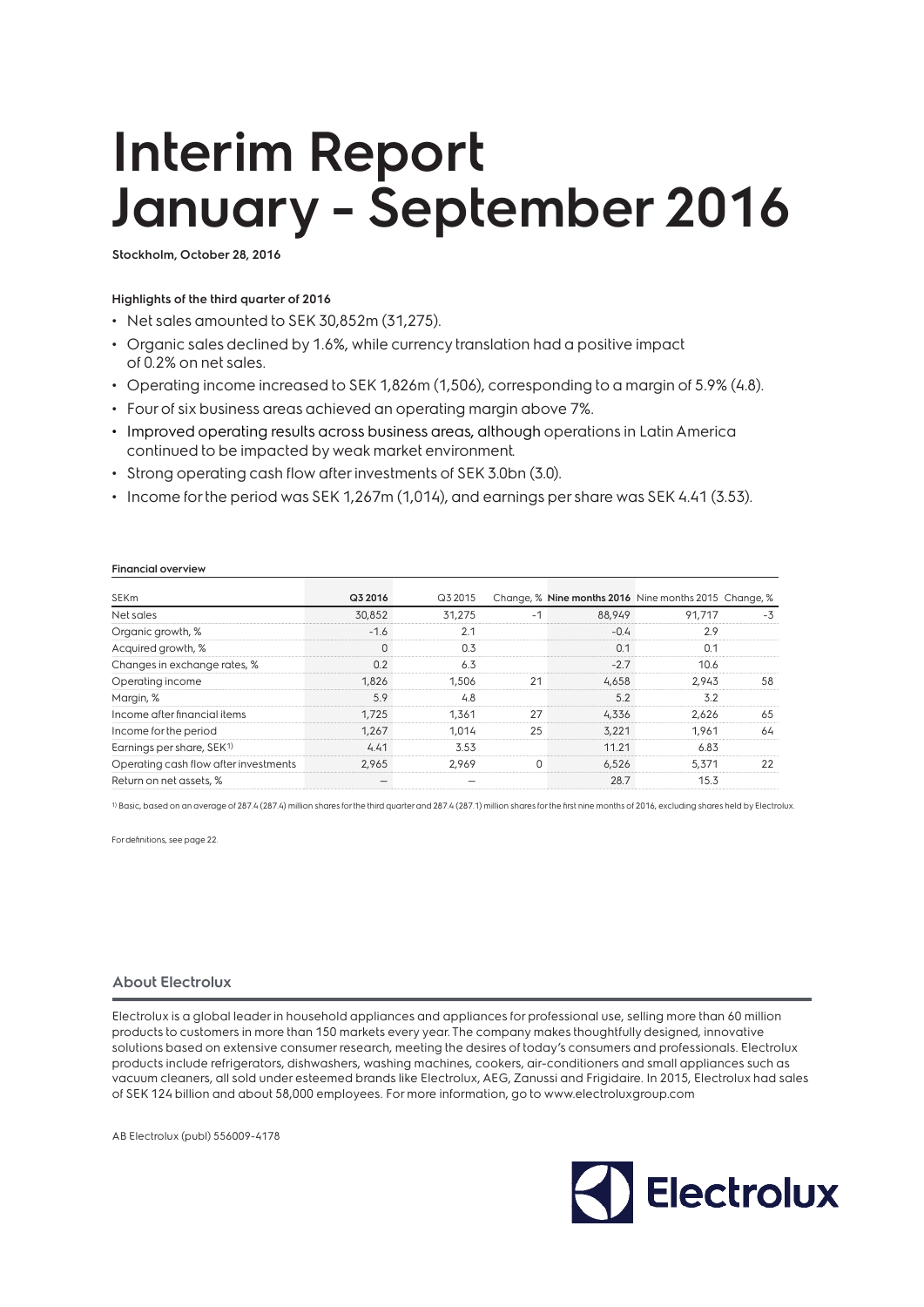# Interim Report January - September 2016

**Stockholm, October 28, 2016**

**Highlights of the third quarter of 2016**

- Net sales amounted to SEK 30,852m (31,275).
- Organic sales declined by 1.6%, while currency translation had a positive impact of 0.2% on net sales.
- Operating income increased to SEK 1,826m (1,506), corresponding to a margin of 5.9% (4.8).
- Four of six business areas achieved an operating margin above 7%.
- Improved operating results across business areas, although operations in Latin America continued to be impacted by weak market environment.
- Strong operating cash flow after investments of SEK 3.0bn (3.0).
- Income for the period was SEK 1,267m (1,014), and earnings per share was SEK 4.41 (3.53).

**Financial overview**

| SEKm | Q3 2016 | Q3 2015 | Change, % | Nine months 2016 | Nine months 2015 | Change, % |
|---|---|---|---|---|---|---|
| Net sales | 30,852 | 31,275 | -1 | 88,949 | 91,717 | -3 |
| Organic growth, % | -1.6 | 2.1 | | -0.4 | 2.9 | |
| Acquired growth, % | 0 | 0.3 | | 0.1 | 0.1 | |
| Changes in exchange rates, % | 0.2 | 6.3 | | -2.7 | 10.6 | |
| Operating income | 1,826 | 1,506 | 21 | 4,658 | 2,943 | 58 |
| Margin, % | 5.9 | 4.8 | | 5.2 | 3.2 | |
| Income after financial items | 1,725 | 1,361 | 27 | 4,336 | 2,626 | 65 |
| Income for the period | 1,267 | 1,014 | 25 | 3,221 | 1,961 | 64 |
| Earnings per share, SEK[1)] | 4.41 | 3.53 | | 11.21 | 6.83 | |
| Operating cash flow after investments | 2,965 | 2,969 | 0 | 6,526 | 5,371 | 22 |
| Return on net assets, % | – | – | | 28.7 | 15.3 | |

[1)] Basic, based on an average of 287.4 (287.4) million shares for the third quarter and 287.4 (287.1) million shares for the first nine months of 2016, excluding shares held by Electrolux.

For definitions, see page 22.

## About Electrolux

Electrolux is a global leader in household appliances and appliances for professional use, selling more than 60 million products to customers in more than 150 markets every year. The company makes thoughtfully designed, innovative solutions based on extensive consumer research, meeting the desires of today's consumers and professionals. Electrolux products include refrigerators, dishwashers, washing machines, cookers, air-conditioners and small appliances such as vacuum cleaners, all sold under esteemed brands like Electrolux, AEG, Zanussi and Frigidaire. In 2015, Electrolux had sales of SEK 124 billion and about 58,000 employees. For more information, go to www.electroluxgroup.com

AB Electrolux (publ) 556009-4178

Electrolux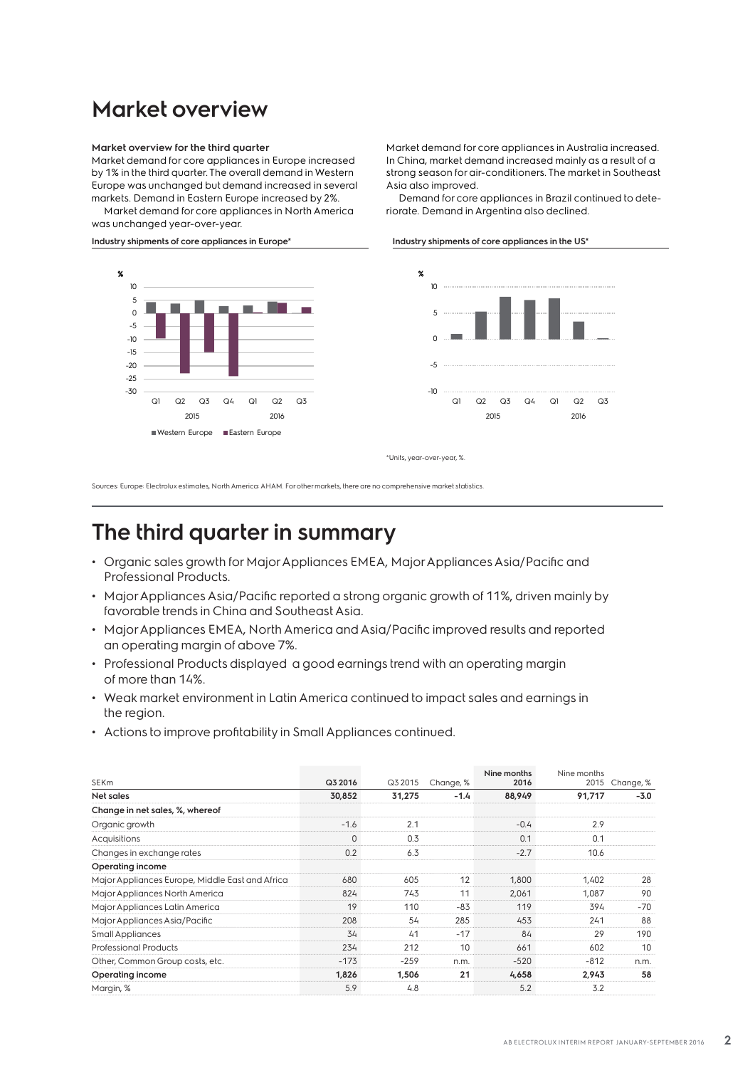# Market overview

**Market overview for the third quarter**

Market demand for core appliances in Europe increased by 1% in the third quarter. The overall demand in Western Europe was unchanged but demand increased in several markets. Demand in Eastern Europe increased by 2%.

Market demand for core appliances in North America was unchanged year-over-year.

Market demand for core appliances in Australia increased. In China, market demand increased mainly as a result of a strong season for air-conditioners. The market in Southeast Asia also improved.

Demand for core appliances in Brazil continued to deteriorate. Demand in Argentina also declined.

**Industry shipments of core appliances in Europe***

%

10
5
0
-5
-10
-15
-20
-25
-30

Q1 Q2 Q3 Q4 Q1 Q2 Q3

2015 2016

Western Europe Eastern Europe

**Industry shipments of core appliances in the US***

%

10
5
0
-5
-10

Q1 Q2 Q3 Q4 Q1 Q2 Q3

2015 2016

*Units, year-over-year, %.

Sources: Europe: Electrolux estimates, North America: AHAM. For other markets, there are no comprehensive market statistics.

# The third quarter in summary

- Organic sales growth for Major Appliances EMEA, Major Appliances Asia/Pacific and Professional Products.
- Major Appliances Asia/Pacific reported a strong organic growth of 11%, driven mainly by favorable trends in China and Southeast Asia.
- Major Appliances EMEA, North America and Asia/Pacific improved results and reported an operating margin of above 7%.
- Professional Products displayed a good earnings trend with an operating margin of more than 14%.
- Weak market environment in Latin America continued to impact sales and earnings in the region.
- Actions to improve profitability in Small Appliances continued.

| SEKm | Q3 2016 | Q3 2015 | Change, % | Nine months 2016 | Nine months 2015 | Change, % |
|---|---|---|---|---|---|---|
| **Net sales** | **30,852** | **31,275** | **-1.4** | **88,949** | **91,717** | **-3.0** |
| **Change in net sales, %, whereof** | | | | | | |
| Organic growth | -1.6 | 2.1 | | -0.4 | 2.9 | |
| Acquisitions | 0 | 0.3 | | 0.1 | 0.1 | |
| Changes in exchange rates | 0.2 | 6.3 | | -2.7 | 10.6 | |
| **Operating income** | | | | | | |
| Major Appliances Europe, Middle East and Africa | 680 | 605 | 12 | 1,800 | 1,402 | 28 |
| Major Appliances North America | 824 | 743 | 11 | 2,061 | 1,087 | 90 |
| Major Appliances Latin America | 19 | 110 | -83 | 119 | 394 | -70 |
| Major Appliances Asia/Pacific | 208 | 54 | 285 | 453 | 241 | 88 |
| Small Appliances | 34 | 41 | -17 | 84 | 29 | 190 |
| Professional Products | 234 | 212 | 10 | 661 | 602 | 10 |
| Other, Common Group costs, etc. | -173 | -259 | n.m. | -520 | -812 | n.m. |
| **Operating income** | **1,826** | **1,506** | **21** | **4,658** | **2,943** | **58** |
| Margin, % | 5.9 | 4.8 | | 5.2 | 3.2 | |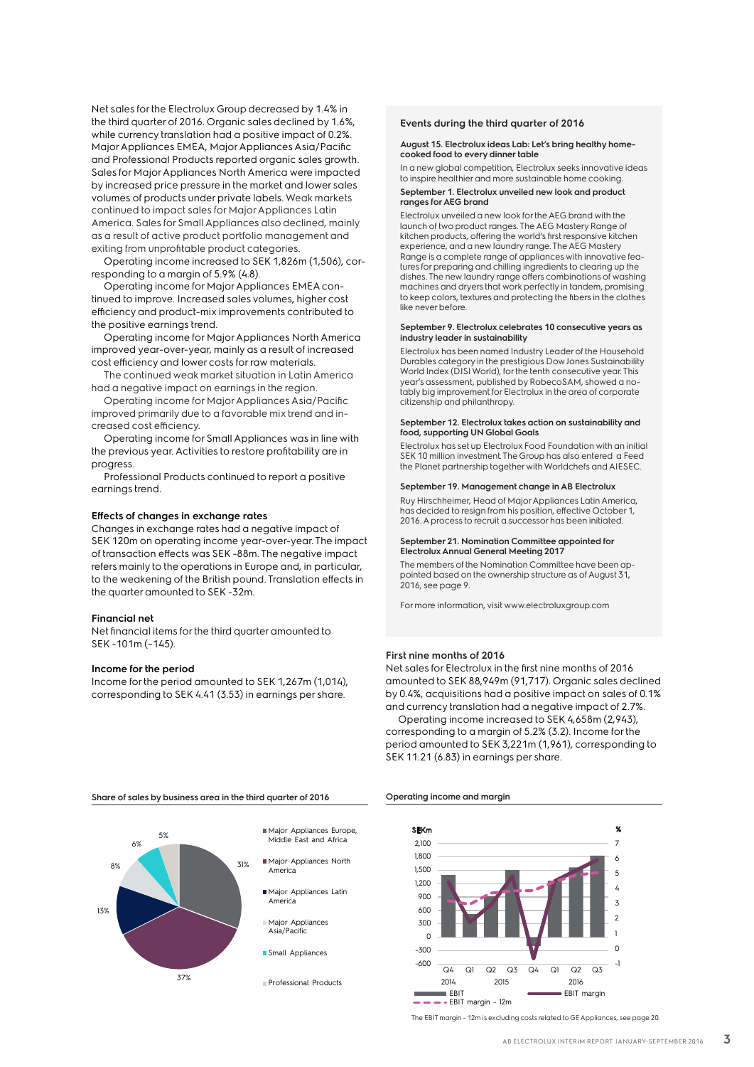Net sales for the Electrolux Group decreased by 1.4% in the third quarter of 2016. Organic sales declined by 1.6%, while currency translation had a positive impact of 0.2%. Major Appliances EMEA, Major Appliances Asia/Pacific and Professional Products reported organic sales growth. Sales for Major Appliances North America were impacted by increased price pressure in the market and lower sales volumes of products under private labels. Weak markets continued to impact sales for Major Appliances Latin America. Sales for Small Appliances also declined, mainly as a result of active product portfolio management and exiting from unprofitable product categories.

Operating income increased to SEK 1,826m (1,506), corresponding to a margin of 5.9% (4.8).

Operating income for Major Appliances EMEA continued to improve. Increased sales volumes, higher cost efficiency and product-mix improvements contributed to the positive earnings trend.

Operating income for Major Appliances North America improved year-over-year, mainly as a result of increased cost efficiency and lower costs for raw materials.

The continued weak market situation in Latin America had a negative impact on earnings in the region.

Operating income for Major Appliances Asia/Pacific improved primarily due to a favorable mix trend and increased cost efficiency.

Operating income for Small Appliances was in line with the previous year. Activities to restore profitability are in progress.

Professional Products continued to report a positive earnings trend.

### Effects of changes in exchange rates

Changes in exchange rates had a negative impact of SEK 120m on operating income year-over-year. The impact of transaction effects was SEK -88m. The negative impact refers mainly to the operations in Europe and, in particular, to the weakening of the British pound. Translation effects in the quarter amounted to SEK -32m.

### Financial net

Net financial items for the third quarter amounted to SEK -101m (-145).

### Income for the period

Income for the period amounted to SEK 1,267m (1,014), corresponding to SEK 4.41 (3.53) in earnings per share.

## Events during the third quarter of 2016

**August 15. Electrolux ideas Lab: Let's bring healthy home-cooked food to every dinner table**

In a new global competition, Electrolux seeks innovative ideas to inspire healthier and more sustainable home cooking.

**September 1. Electrolux unveiled new look and product ranges for AEG brand**

Electrolux unveiled a new look for the AEG brand with the launch of two product ranges. The AEG Mastery Range of kitchen products, offering the world's first responsive kitchen experience, and a new laundry range. The AEG Mastery Range is a complete range of appliances with innovative features for preparing and chilling ingredients to clearing up the dishes. The new laundry range offers combinations of washing machines and dryers that work perfectly in tandem, promising to keep colors, textures and protecting the fibers in the clothes like never before.

**September 9. Electrolux celebrates 10 consecutive years as industry leader in sustainability**

Electrolux has been named Industry Leader of the Household Durables category in the prestigious Dow Jones Sustainability World Index (DJSI World), for the tenth consecutive year. This year's assessment, published by RobecoSAM, showed a notably big improvement for Electrolux in the area of corporate citizenship and philanthropy.

**September 12. Electrolux takes action on sustainability and food, supporting UN Global Goals**

Electrolux has set up Electrolux Food Foundation with an initial SEK 10 million investment. The Group has also entered a Feed the Planet partnership together with Worldchefs and AIESEC.

**September 19. Management change in AB Electrolux**

Ruy Hirschheimer, Head of Major Appliances Latin America, has decided to resign from his position, effective October 1, 2016. A process to recruit a successor has been initiated.

**September 21. Nomination Committee appointed for Electrolux Annual General Meeting 2017**

The members of the Nomination Committee have been appointed based on the ownership structure as of August 31, 2016, see page 9.

For more information, visit www.electroluxgroup.com

### First nine months of 2016

Net sales for Electrolux in the first nine months of 2016 amounted to SEK 88,949m (91,717). Organic sales declined by 0.4%, acquisitions had a positive impact on sales of 0.1% and currency translation had a negative impact of 2.7%.

Operating income increased to SEK 4,658m (2,943), corresponding to a margin of 5.2% (3.2). Income for the period amounted to SEK 3,221m (1,961), corresponding to SEK 11.21 (6.83) in earnings per share.

**Share of sales by business area in the third quarter of 2016**

31%
37%
13%
8%
6%
5%

Major Appliances Europe, Middle East and Africa
Major Appliances North America
Major Appliances Latin America
Major Appliances Asia/Pacific
Small Appliances
Professional Products

**Operating income and margin**

SEKm
2,100
1,800
1,500
1,200
900
600
300
0
-300
-600

%
7
6
5
4
3
2
1
0
-1

Q4 Q1 Q2 Q3 Q4 Q1 Q2 Q3
2014 2015 2016

EBIT
EBIT margin
EBIT margin - 12m

The EBIT margin - 12m is excluding costs related to GE Appliances, see page 20.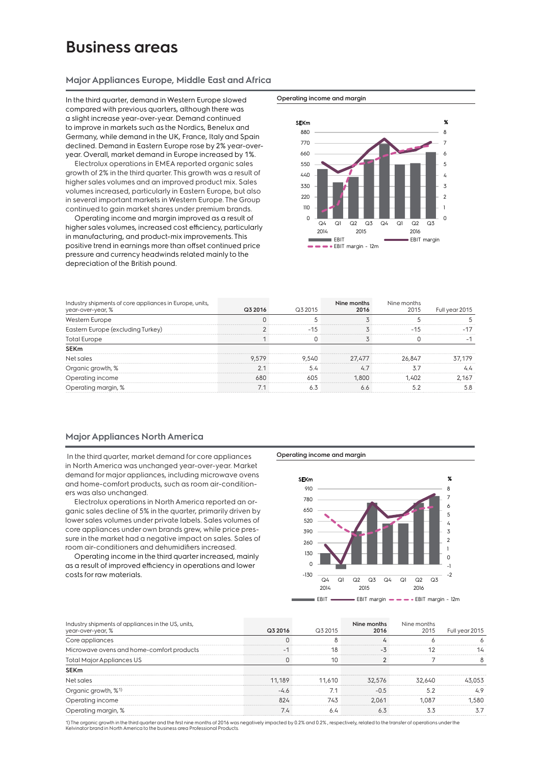# Business areas

## Major Appliances Europe, Middle East and Africa

In the third quarter, demand in Western Europe slowed compared with previous quarters, although there was a slight increase year-over-year. Demand continued to improve in markets such as the Nordics, Benelux and Germany, while demand in the UK, France, Italy and Spain declined. Demand in Eastern Europe rose by 2% year-over-year. Overall, market demand in Europe increased by 1%.

Electrolux operations in EMEA reported organic sales growth of 2% in the third quarter. This growth was a result of higher sales volumes and an improved product mix. Sales volumes increased, particularly in Eastern Europe, but also in several important markets in Western Europe. The Group continued to gain market shares under premium brands.

Operating income and margin improved as a result of higher sales volumes, increased cost efficiency, particularly in manufacturing, and product-mix improvements. This positive trend in earnings more than offset continued price pressure and currency headwinds related mainly to the depreciation of the British pound.

**Operating income and margin**

SEKm
880
770
660
550
440
330
220
110
0

%
8
7
6
5
4
3
2
1
0

Q4 2014, Q1, Q2 2015, Q3, Q4, Q1, Q2 2016, Q3

EBIT
EBIT margin
EBIT margin - 12m

| Industry shipments of core appliances in Europe, units, year-over-year, % | Q3 2016 | Q3 2015 | Nine months 2016 | Nine months 2015 | Full year 2015 |
|---|---|---|---|---|---|
| Western Europe | 0 | 5 | 3 | 5 | 5 |
| Eastern Europe (excluding Turkey) | 2 | -15 | 3 | -15 | -17 |
| Total Europe | 1 | 0 | 3 | 0 | -1 |
| **SEKm** | | | | | |
| Net sales | 9,579 | 9,540 | 27,477 | 26,847 | 37,179 |
| Organic growth, % | 2.1 | 5.4 | 4.7 | 3.7 | 4.4 |
| Operating income | 680 | 605 | 1,800 | 1,402 | 2,167 |
| Operating margin, % | 7.1 | 6.3 | 6.6 | 5.2 | 5.8 |

## Major Appliances North America

In the third quarter, market demand for core appliances in North America was unchanged year-over-year. Market demand for major appliances, including microwave ovens and home-comfort products, such as room air-conditioners was also unchanged.

Electrolux operations in North America reported an organic sales decline of 5% in the quarter, primarily driven by lower sales volumes under private labels. Sales volumes of core appliances under own brands grew, while price pressure in the market had a negative impact on sales. Sales of room air-conditioners and dehumidifiers increased.

Operating income in the third quarter increased, mainly as a result of improved efficiency in operations and lower costs for raw materials.

**Operating income and margin**

SEKm
910
780
650
520
390
260
130
0
-130

%
8
7
6
5
4
3
2
1
0
-1
-2

Q4 2014, Q1, Q2 2015, Q3, Q4, Q1, Q2 2016, Q3

EBIT
EBIT margin
EBIT margin - 12m

| Industry shipments of appliances in the US, units, year-over-year, % | Q3 2016 | Q3 2015 | Nine months 2016 | Nine months 2015 | Full year 2015 |
|---|---|---|---|---|---|
| Core appliances | 0 | 8 | 4 | 6 | 6 |
| Microwave ovens and home-comfort products | -1 | 18 | -3 | 12 | 14 |
| Total Major Appliances US | 0 | 10 | 2 | 7 | 8 |
| **SEKm** | | | | | |
| Net sales | 11,189 | 11,610 | 32,576 | 32,640 | 43,053 |
| Organic growth, %[1] | -4.6 | 7.1 | -0.5 | 5.2 | 4.9 |
| Operating income | 824 | 743 | 2,061 | 1,087 | 1,580 |
| Operating margin, % | 7.4 | 6.4 | 6.3 | 3.3 | 3.7 |

1) The organic growth in the third quarter and the first nine months of 2016 was negatively impacted by 0.2% and 0.2%, respectively, related to the transfer of operations under the Kelvinator brand in North America to the business area Professional Products.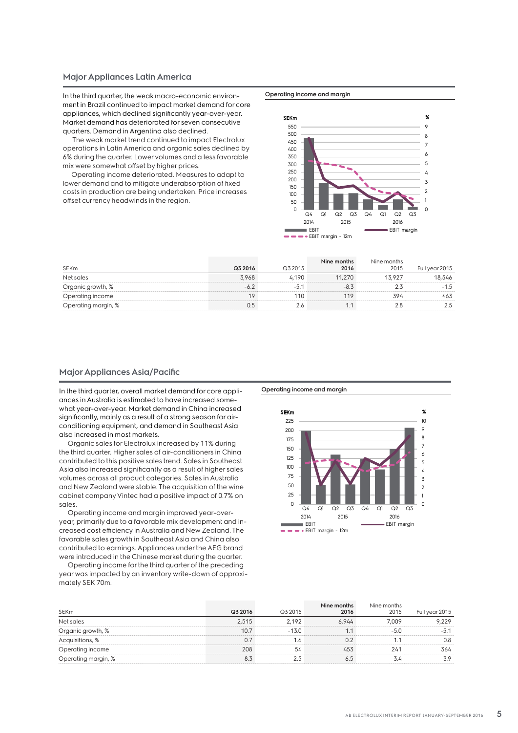## Major Appliances Latin America

In the third quarter, the weak macro-economic environment in Brazil continued to impact market demand for core appliances, which declined significantly year-over-year. Market demand has deteriorated for seven consecutive quarters. Demand in Argentina also declined.

The weak market trend continued to impact Electrolux operations in Latin America and organic sales declined by 6% during the quarter. Lower volumes and a less favorable mix were somewhat offset by higher prices.

Operating income deteriorated. Measures to adapt to lower demand and to mitigate underabsorption of fixed costs in production are being undertaken. Price increases offset currency headwinds in the region.

**Operating income and margin**

SEKm
550
500
450
400
350
300
250
200
150
100
50
0

%
9
8
7
6
5
4
3
2
1
0

Q4 Q1 Q2 Q3 Q4 Q1 Q2 Q3
2014 2015 2016

EBIT
EBIT margin
EBIT margin - 12m

| SEKm | Q3 2016 | Q3 2015 | Nine months 2016 | Nine months 2015 | Full year 2015 |
|---|---|---|---|---|---|
| Net sales | 3,968 | 4,190 | 11,270 | 13,927 | 18,546 |
| Organic growth, % | -6.2 | -5.1 | -8.3 | 2.3 | -1.5 |
| Operating income | 19 | 110 | 119 | 394 | 463 |
| Operating margin, % | 0.5 | 2.6 | 1.1 | 2.8 | 2.5 |

## Major Appliances Asia/Pacific

In the third quarter, overall market demand for core appliances in Australia is estimated to have increased somewhat year-over-year. Market demand in China increased significantly, mainly as a result of a strong season for air-conditioning equipment, and demand in Southeast Asia also increased in most markets.

Organic sales for Electrolux increased by 11% during the third quarter. Higher sales of air-conditioners in China contributed to this positive sales trend. Sales in Southeast Asia also increased significantly as a result of higher sales volumes across all product categories. Sales in Australia and New Zealand were stable. The acquisition of the wine cabinet company Vintec had a positive impact of 0.7% on sales.

Operating income and margin improved year-over-year, primarily due to a favorable mix development and increased cost efficiency in Australia and New Zealand. The favorable sales growth in Southeast Asia and China also contributed to earnings. Appliances under the AEG brand were introduced in the Chinese market during the quarter.

Operating income for the third quarter of the preceding year was impacted by an inventory write-down of approximately SEK 70m.

**Operating income and margin**

SEKm
225
200
175
150
125
100
75
50
25
0

%
10
9
8
7
6
5
4
3
2
1
0

Q4 Q1 Q2 Q3 Q4 Q1 Q2 Q3
2014 2015 2016

EBIT
EBIT margin
EBIT margin - 12m

| SEKm | Q3 2016 | Q3 2015 | Nine months 2016 | Nine months 2015 | Full year 2015 |
|---|---|---|---|---|---|
| Net sales | 2,515 | 2,192 | 6,944 | 7,009 | 9,229 |
| Organic growth, % | 10.7 | -13.0 | 1.1 | -5.0 | -5.1 |
| Acquisitions, % | 0.7 | 1.6 | 0.2 | 1.1 | 0.8 |
| Operating income | 208 | 54 | 453 | 241 | 364 |
| Operating margin, % | 8.3 | 2.5 | 6.5 | 3.4 | 3.9 |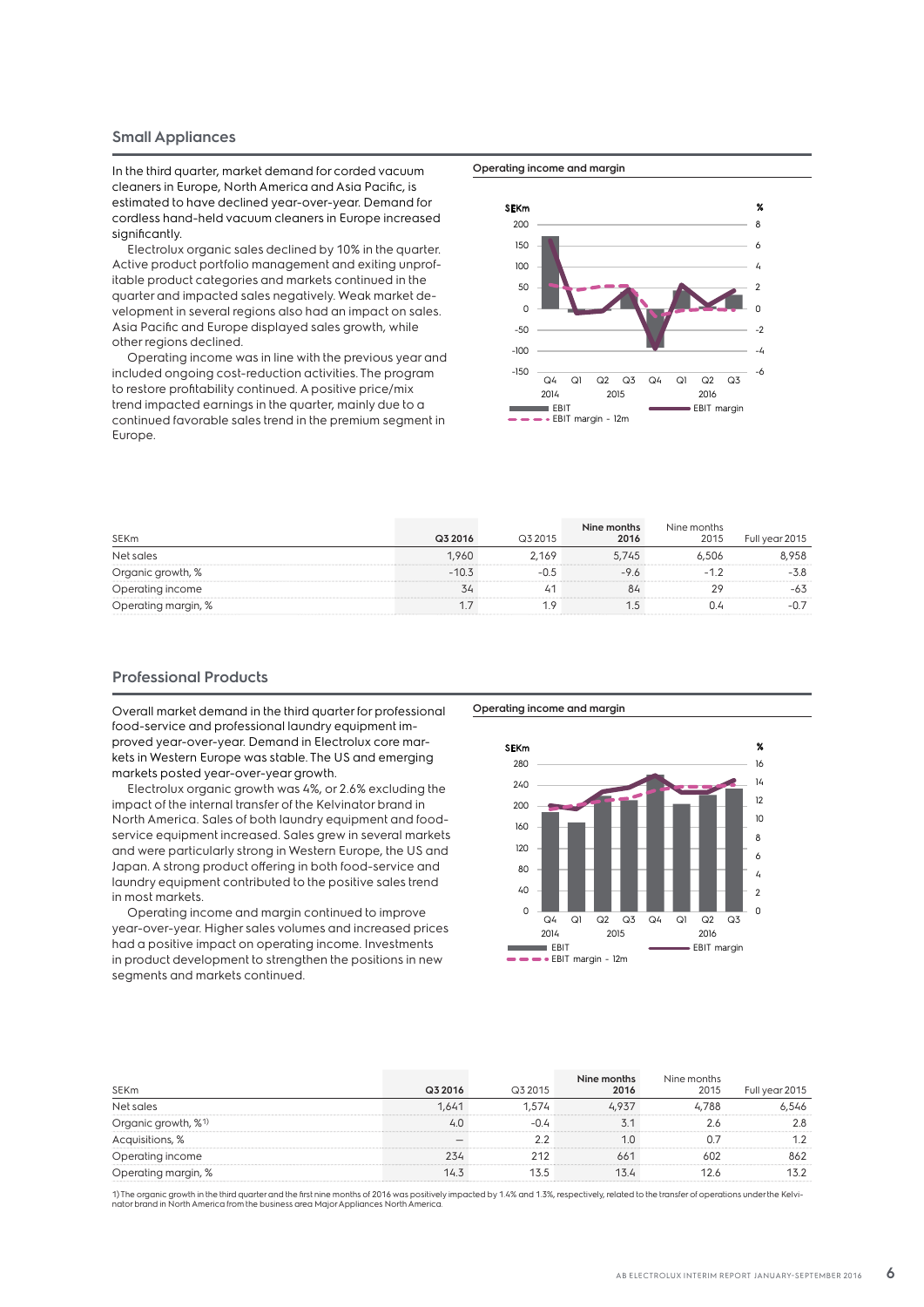## Small Appliances

In the third quarter, market demand for corded vacuum cleaners in Europe, North America and Asia Pacific, is estimated to have declined year-over-year. Demand for cordless hand-held vacuum cleaners in Europe increased significantly.

Electrolux organic sales declined by 10% in the quarter. Active product portfolio management and exiting unprofitable product categories and markets continued in the quarter and impacted sales negatively. Weak market development in several regions also had an impact on sales. Asia Pacific and Europe displayed sales growth, while other regions declined.

Operating income was in line with the previous year and included ongoing cost-reduction activities. The program to restore profitability continued. A positive price/mix trend impacted earnings in the quarter, mainly due to a continued favorable sales trend in the premium segment in Europe.

**Operating income and margin**

SEKm
200
150
100
50
0
-50
-100
-150

%
8
6
4
2
0
-2
-4
-6

Q4 2014
Q1
Q2 2015
Q3
Q4
Q1
Q2 2016
Q3

EBIT
EBIT margin
EBIT margin - 12m

| SEKm | Q3 2016 | Q3 2015 | Nine months 2016 | Nine months 2015 | Full year 2015 |
|---|---|---|---|---|---|
| Net sales | 1,960 | 2,169 | 5,745 | 6,506 | 8,958 |
| Organic growth, % | -10.3 | -0.5 | -9.6 | -1.2 | -3.8 |
| Operating income | 34 | 41 | 84 | 29 | -63 |
| Operating margin, % | 1.7 | 1.9 | 1.5 | 0.4 | -0.7 |

## Professional Products

Overall market demand in the third quarter for professional food-service and professional laundry equipment improved year-over-year. Demand in Electrolux core markets in Western Europe was stable. The US and emerging markets posted year-over-year growth.

Electrolux organic growth was 4%, or 2.6% excluding the impact of the internal transfer of the Kelvinator brand in North America. Sales of both laundry equipment and food-service equipment increased. Sales grew in several markets and were particularly strong in Western Europe, the US and Japan. A strong product offering in both food-service and laundry equipment contributed to the positive sales trend in most markets.

Operating income and margin continued to improve year-over-year. Higher sales volumes and increased prices had a positive impact on operating income. Investments in product development to strengthen the positions in new segments and markets continued.

**Operating income and margin**

SEKm
280
240
200
160
120
80
40
0

%
16
14
12
10
8
6
4
2
0

Q4 2014
Q1
Q2 2015
Q3
Q4
Q1
Q2 2016
Q3

EBIT
EBIT margin
EBIT margin - 12m

| SEKm | Q3 2016 | Q3 2015 | Nine months 2016 | Nine months 2015 | Full year 2015 |
|---|---|---|---|---|---|
| Net sales | 1,641 | 1,574 | 4,937 | 4,788 | 6,546 |
| Organic growth, %[1] | 4.0 | -0.4 | 3.1 | 2.6 | 2.8 |
| Acquisitions, % | – | 2.2 | 1.0 | 0.7 | 1.2 |
| Operating income | 234 | 212 | 661 | 602 | 862 |
| Operating margin, % | 14.3 | 13.5 | 13.4 | 12.6 | 13.2 |

1) The organic growth in the third quarter and the first nine months of 2016 was positively impacted by 1.4% and 1.3%, respectively, related to the transfer of operations under the Kelvinator brand in North America from the business area Major Appliances North America.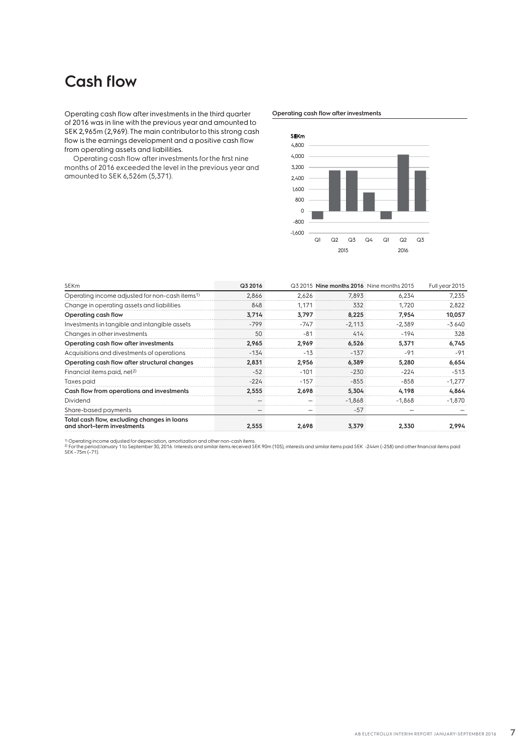# Cash flow

Operating cash flow after investments in the third quarter of 2016 was in line with the previous year and amounted to SEK 2,965m (2,969). The main contributor to this strong cash flow is the earnings development and a positive cash flow from operating assets and liabilities.

Operating cash flow after investments for the first nine months of 2016 exceeded the level in the previous year and amounted to SEK 6,526m (5,371).

**Operating cash flow after investments**

SEKm
4,800
4,000
3,200
2,400
1,600
800
0
-800
-1,600

Q1 Q2 Q3 Q4 Q1 Q2 Q3
2015 2016

| SEKm | Q3 2016 | Q3 2015 | Nine months 2016 | Nine months 2015 | Full year 2015 |
|---|---|---|---|---|---|
| Operating income adjusted for non-cash items[1] | 2,866 | 2,626 | 7,893 | 6,234 | 7,235 |
| Change in operating assets and liabilities | 848 | 1,171 | 332 | 1,720 | 2,822 |
| **Operating cash flow** | **3,714** | **3,797** | **8,225** | **7,954** | **10,057** |
| Investments in tangible and intangible assets | -799 | -747 | -2,113 | -2,389 | -3 640 |
| Changes in other investments | 50 | -81 | 414 | -194 | 328 |
| **Operating cash flow after investments** | **2,965** | **2,969** | **6,526** | **5,371** | **6,745** |
| Acquisitions and divestments of operations | -134 | -13 | -137 | -91 | -91 |
| **Operating cash flow after structural changes** | **2,831** | **2,956** | **6,389** | **5,280** | **6,654** |
| Financial items paid, net[2] | -52 | -101 | -230 | -224 | -513 |
| Taxes paid | -224 | -157 | -855 | -858 | -1,277 |
| **Cash flow from operations and investments** | **2,555** | **2,698** | **5,304** | **4,198** | **4,864** |
| Dividend | — | — | -1,868 | -1,868 | -1,870 |
| Share-based payments | — | — | -57 | — | — |
| **Total cash flow, excluding changes in loans and short-term investments** | **2,555** | **2,698** | **3,379** | **2,330** | **2,994** |

[1] Operating income adjusted for depreciation, amortization and other non-cash items.
[2] For the period January 1 to September 30, 2016. Interests and similar items received SEK 90m (105), interests and similar items paid SEK -244m (-258) and other financial items paid SEK -75m (-71).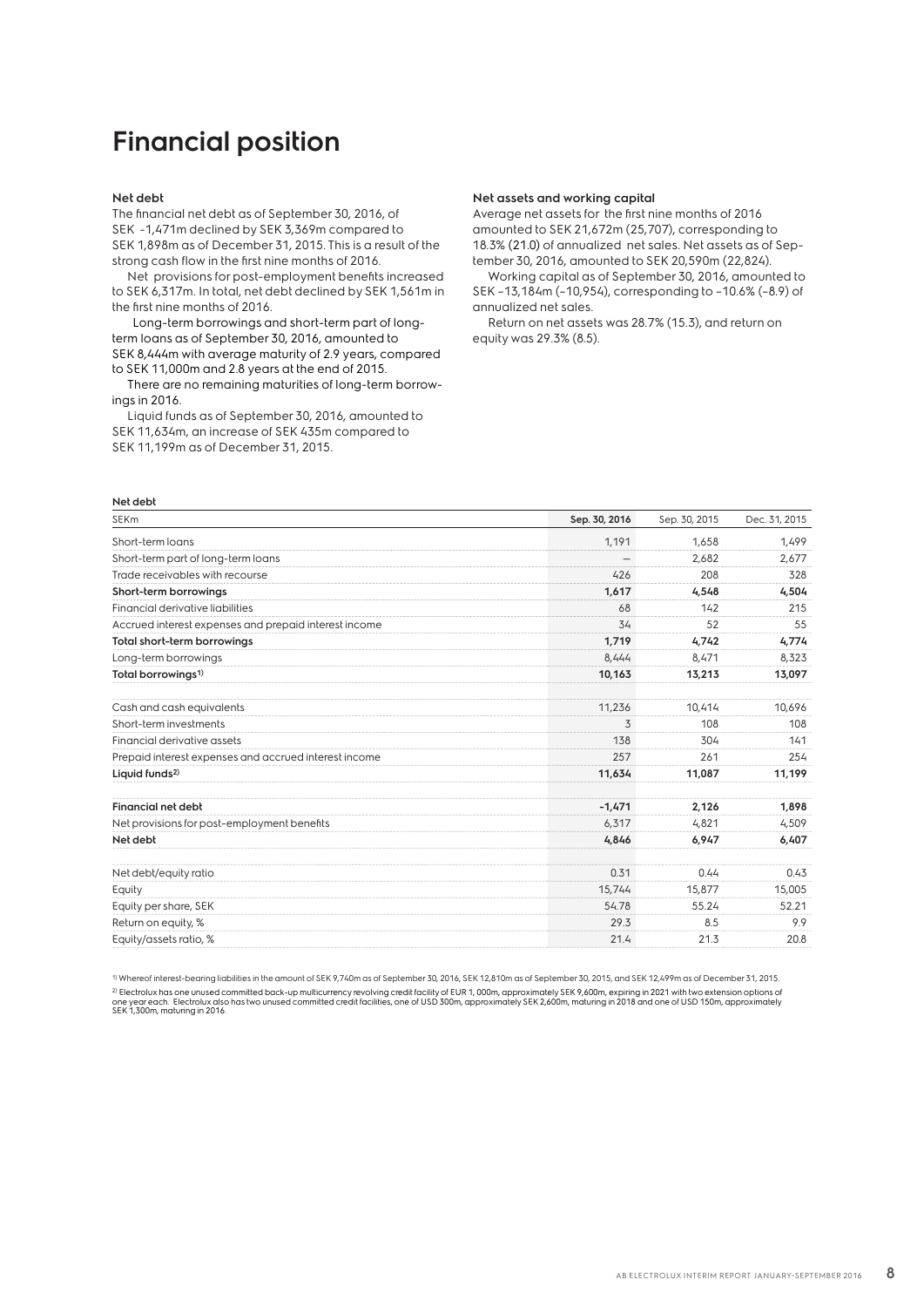// Financial position

## Financial position

### Net debt

The financial net debt as of September 30, 2016, of SEK -1,471m declined by SEK 3,369m compared to SEK 1,898m as of December 31, 2015. This is a result of the strong cash flow in the first nine months of 2016.

Net provisions for post-employment benefits increased to SEK 6,317m. In total, net debt declined by SEK 1,561m in the first nine months of 2016.

Long-term borrowings and short-term part of long-term loans as of September 30, 2016, amounted to SEK 8,444m with average maturity of 2.9 years, compared to SEK 11,000m and 2.8 years at the end of 2015.

There are no remaining maturities of long-term borrowings in 2016.

Liquid funds as of September 30, 2016, amounted to SEK 11,634m, an increase of SEK 435m compared to SEK 11,199m as of December 31, 2015.

### Net assets and working capital

Average net assets for the first nine months of 2016 amounted to SEK 21,672m (25,707), corresponding to 18.3% (21.0) of annualized net sales. Net assets as of September 30, 2016, amounted to SEK 20,590m (22,824).

Working capital as of September 30, 2016, amounted to SEK -13,184m (-10,954), corresponding to -10.6% (-8.9) of annualized net sales.

Return on net assets was 28.7% (15.3), and return on equity was 29.3% (8.5).

**Net debt**

| SEKm | Sep. 30, 2016 | Sep. 30, 2015 | Dec. 31, 2015 |
|---|---|---|---|
| Short-term loans | 1,191 | 1,658 | 1,499 |
| Short-term part of long-term loans | – | 2,682 | 2,677 |
| Trade receivables with recourse | 426 | 208 | 328 |
| **Short-term borrowings** | **1,617** | **4,548** | **4,504** |
| Financial derivative liabilities | 68 | 142 | 215 |
| Accrued interest expenses and prepaid interest income | 34 | 52 | 55 |
| **Total short-term borrowings** | **1,719** | **4,742** | **4,774** |
| Long-term borrowings | 8,444 | 8,471 | 8,323 |
| **Total borrowings[1)]** | **10,163** | **13,213** | **13,097** |
| | | | |
| Cash and cash equivalents | 11,236 | 10,414 | 10,696 |
| Short-term investments | 3 | 108 | 108 |
| Financial derivative assets | 138 | 304 | 141 |
| Prepaid interest expenses and accrued interest income | 257 | 261 | 254 |
| **Liquid funds[2)]** | **11,634** | **11,087** | **11,199** |
| | | | |
| **Financial net debt** | **-1,471** | **2,126** | **1,898** |
| Net provisions for post-employment benefits | 6,317 | 4,821 | 4,509 |
| **Net debt** | **4,846** | **6,947** | **6,407** |
| | | | |
| Net debt/equity ratio | 0.31 | 0.44 | 0.43 |
| Equity | 15,744 | 15,877 | 15,005 |
| Equity per share, SEK | 54.78 | 55.24 | 52.21 |
| Return on equity, % | 29.3 | 8.5 | 9.9 |
| Equity/assets ratio, % | 21.4 | 21.3 | 20.8 |

[1)] Whereof interest-bearing liabilities in the amount of SEK 9,740m as of September 30, 2016, SEK 12,810m as of September 30, 2015, and SEK 12,499m as of December 31, 2015.

[2)] Electrolux has one unused committed back-up multicurrency revolving credit facility of EUR 1, 000m, approximately SEK 9,600m, expiring in 2021 with two extension options of one year each. Electrolux also has two unused committed credit facilities, one of USD 300m, approximately SEK 2,600m, maturing in 2018 and one of USD 150m, approximately SEK 1,300m, maturing in 2016.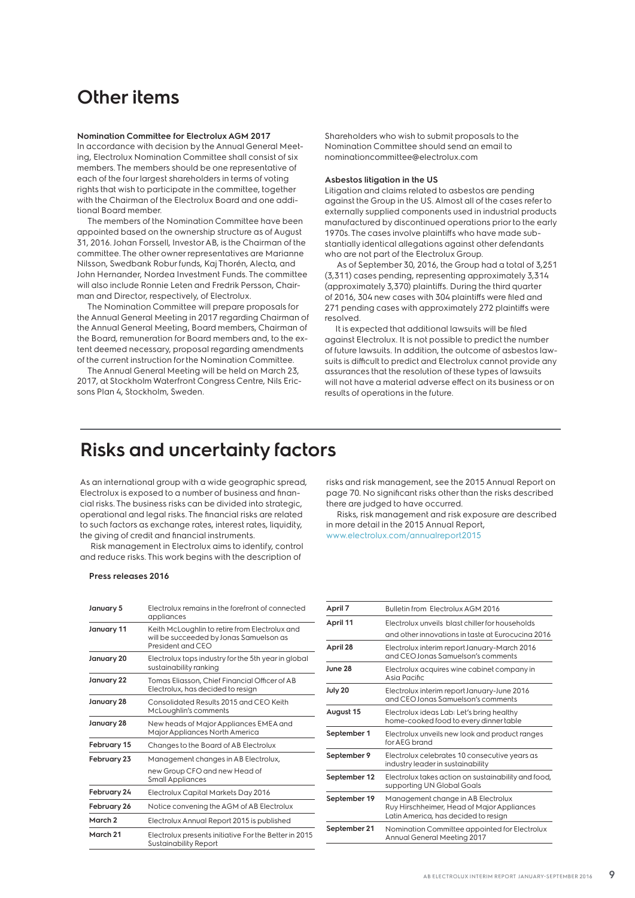# Other items

### Nomination Committee for Electrolux AGM 2017

In accordance with decision by the Annual General Meeting, Electrolux Nomination Committee shall consist of six members. The members should be one representative of each of the four largest shareholders in terms of voting rights that wish to participate in the committee, together with the Chairman of the Electrolux Board and one additional Board member.

The members of the Nomination Committee have been appointed based on the ownership structure as of August 31, 2016. Johan Forssell, Investor AB, is the Chairman of the committee. The other owner representatives are Marianne Nilsson, Swedbank Robur funds, Kaj Thorén, Alecta, and John Hernander, Nordea Investment Funds. The committee will also include Ronnie Leten and Fredrik Persson, Chairman and Director, respectively, of Electrolux.

The Nomination Committee will prepare proposals for the Annual General Meeting in 2017 regarding Chairman of the Annual General Meeting, Board members, Chairman of the Board, remuneration for Board members and, to the extent deemed necessary, proposal regarding amendments of the current instruction for the Nomination Committee.

The Annual General Meeting will be held on March 23, 2017, at Stockholm Waterfront Congress Centre, Nils Ericsons Plan 4, Stockholm, Sweden.

Shareholders who wish to submit proposals to the Nomination Committee should send an email to nominationcommittee@electrolux.com

### Asbestos litigation in the US

Litigation and claims related to asbestos are pending against the Group in the US. Almost all of the cases refer to externally supplied components used in industrial products manufactured by discontinued operations prior to the early 1970s. The cases involve plaintiffs who have made substantially identical allegations against other defendants who are not part of the Electrolux Group.

As of September 30, 2016, the Group had a total of 3,251 (3,311) cases pending, representing approximately 3,314 (approximately 3,370) plaintiffs. During the third quarter of 2016, 304 new cases with 304 plaintiffs were filed and 271 pending cases with approximately 272 plaintiffs were resolved.

It is expected that additional lawsuits will be filed against Electrolux. It is not possible to predict the number of future lawsuits. In addition, the outcome of asbestos lawsuits is difficult to predict and Electrolux cannot provide any assurances that the resolution of these types of lawsuits will not have a material adverse effect on its business or on results of operations in the future.

# Risks and uncertainty factors

As an international group with a wide geographic spread, Electrolux is exposed to a number of business and financial risks. The business risks can be divided into strategic, operational and legal risks. The financial risks are related to such factors as exchange rates, interest rates, liquidity, the giving of credit and financial instruments.

Risk management in Electrolux aims to identify, control and reduce risks. This work begins with the description of risks and risk management, see the 2015 Annual Report on page 70. No significant risks other than the risks described there are judged to have occurred.

Risks, risk management and risk exposure are described in more detail in the 2015 Annual Report, www.electrolux.com/annualreport2015

### Press releases 2016

| | |
|---|---|
| **January 5** | Electrolux remains in the forefront of connected appliances |
| **January 11** | Keith McLoughlin to retire from Electrolux and will be succeeded by Jonas Samuelson as President and CEO |
| **January 20** | Electrolux tops industry for the 5th year in global sustainability ranking |
| **January 22** | Tomas Eliasson, Chief Financial Officer of AB Electrolux, has decided to resign |
| **January 28** | Consolidated Results 2015 and CEO Keith McLoughlin's comments |
| **January 28** | New heads of Major Appliances EMEA and Major Appliances North America |
| **February 15** | Changes to the Board of AB Electrolux |
| **February 23** | Management changes in AB Electrolux, new Group CFO and new Head of Small Appliances |
| **February 24** | Electrolux Capital Markets Day 2016 |
| **February 26** | Notice convening the AGM of AB Electrolux |
| **March 2** | Electrolux Annual Report 2015 is published |
| **March 21** | Electrolux presents initiative For the Better in 2015 Sustainability Report |
| **April 7** | Bulletin from Electrolux AGM 2016 |
| **April 11** | Electrolux unveils blast chiller for households and other innovations in taste at Eurocucina 2016 |
| **April 28** | Electrolux interim report January-March 2016 and CEO Jonas Samuelson's comments |
| **June 28** | Electrolux acquires wine cabinet company in Asia Pacific |
| **July 20** | Electrolux interim report January-June 2016 and CEO Jonas Samuelson's comments |
| **August 15** | Electrolux ideas Lab: Let's bring healthy home-cooked food to every dinner table |
| **September 1** | Electrolux unveils new look and product ranges for AEG brand |
| **September 9** | Electrolux celebrates 10 consecutive years as industry leader in sustainability |
| **September 12** | Electrolux takes action on sustainability and food, supporting UN Global Goals |
| **September 19** | Management change in AB Electrolux Ruy Hirschheimer, Head of Major Appliances Latin America, has decided to resign |
| **September 21** | Nomination Committee appointed for Electrolux Annual General Meeting 2017 |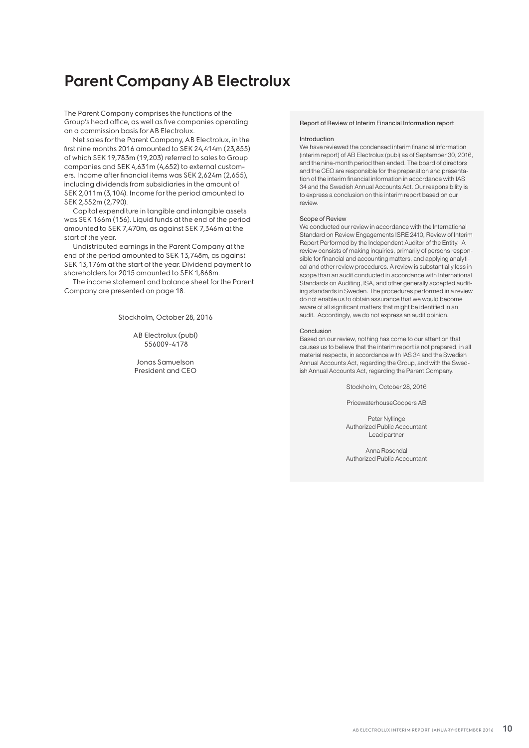# Parent Company AB Electrolux

The Parent Company comprises the functions of the Group's head office, as well as five companies operating on a commission basis for AB Electrolux.

Net sales for the Parent Company, AB Electrolux, in the first nine months 2016 amounted to SEK 24,414m (23,855) of which SEK 19,783m (19,203) referred to sales to Group companies and SEK 4,631m (4,652) to external customers. Income after financial items was SEK 2,624m (2,655), including dividends from subsidiaries in the amount of SEK 2,011m (3,104). Income for the period amounted to SEK 2,552m (2,790).

Capital expenditure in tangible and intangible assets was SEK 166m (156). Liquid funds at the end of the period amounted to SEK 7,470m, as against SEK 7,346m at the start of the year.

Undistributed earnings in the Parent Company at the end of the period amounted to SEK 13,748m, as against SEK 13,176m at the start of the year. Dividend payment to shareholders for 2015 amounted to SEK 1,868m.

The income statement and balance sheet for the Parent Company are presented on page 18.

Stockholm, October 28, 2016

AB Electrolux (publ)
556009-4178

Jonas Samuelson
President and CEO

Report of Review of Interim Financial Information report

Introduction

We have reviewed the condensed interim financial information (interim report) of AB Electrolux (publ) as of September 30, 2016, and the nine-month period then ended. The board of directors and the CEO are responsible for the preparation and presentation of the interim financial information in accordance with IAS 34 and the Swedish Annual Accounts Act. Our responsibility is to express a conclusion on this interim report based on our review.

Scope of Review

We conducted our review in accordance with the International Standard on Review Engagements ISRE 2410, Review of Interim Report Performed by the Independent Auditor of the Entity. A review consists of making inquiries, primarily of persons responsible for financial and accounting matters, and applying analytical and other review procedures. A review is substantially less in scope than an audit conducted in accordance with International Standards on Auditing, ISA, and other generally accepted auditing standards in Sweden. The procedures performed in a review do not enable us to obtain assurance that we would become aware of all significant matters that might be identified in an audit. Accordingly, we do not express an audit opinion.

Conclusion

Based on our review, nothing has come to our attention that causes us to believe that the interim report is not prepared, in all material respects, in accordance with IAS 34 and the Swedish Annual Accounts Act, regarding the Group, and with the Swedish Annual Accounts Act, regarding the Parent Company.

Stockholm, October 28, 2016

PricewaterhouseCoopers AB

Peter Nyllinge
Authorized Public Accountant
Lead partner

Anna Rosendal
Authorized Public Accountant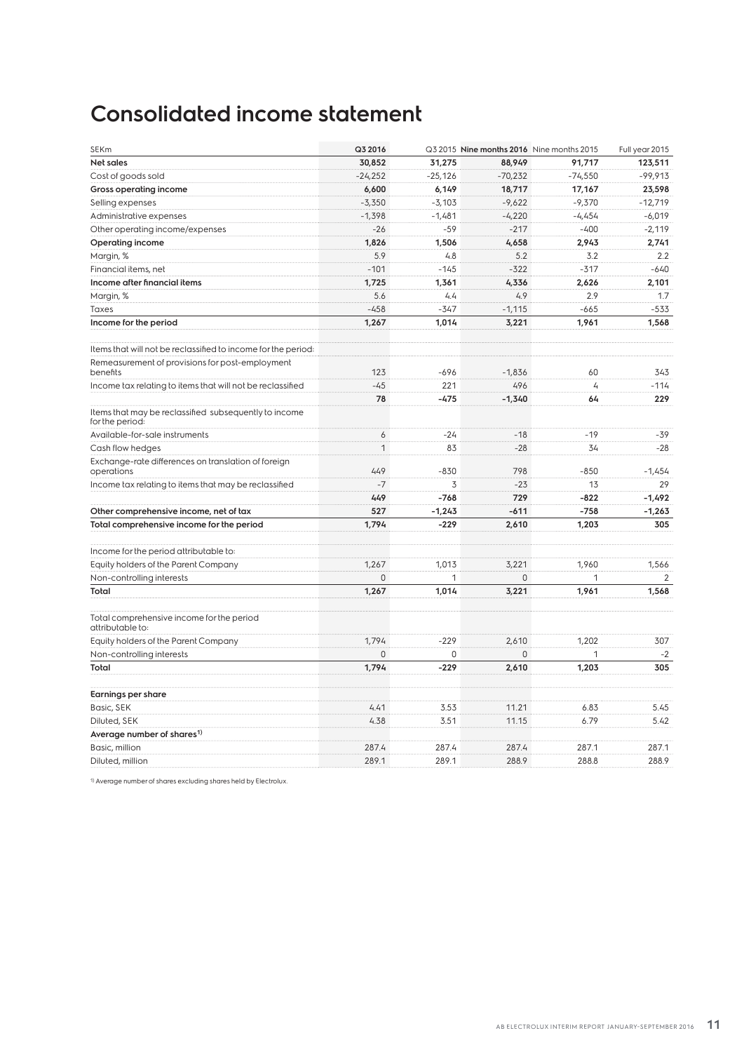# Consolidated income statement

| SEKm | Q3 2016 | Q3 2015 | Nine months 2016 | Nine months 2015 | Full year 2015 |
|---|---|---|---|---|---|
| **Net sales** | **30,852** | **31,275** | **88,949** | **91,717** | **123,511** |
| Cost of goods sold | -24,252 | -25,126 | -70,232 | -74,550 | -99,913 |
| **Gross operating income** | **6,600** | **6,149** | **18,717** | **17,167** | **23,598** |
| Selling expenses | -3,350 | -3,103 | -9,622 | -9,370 | -12,719 |
| Administrative expenses | -1,398 | -1,481 | -4,220 | -4,454 | -6,019 |
| Other operating income/expenses | -26 | -59 | -217 | -400 | -2,119 |
| **Operating income** | **1,826** | **1,506** | **4,658** | **2,943** | **2,741** |
| Margin, % | 5.9 | 4.8 | 5.2 | 3.2 | 2.2 |
| Financial items, net | -101 | -145 | -322 | -317 | -640 |
| **Income after financial items** | **1,725** | **1,361** | **4,336** | **2,626** | **2,101** |
| Margin, % | 5.6 | 4.4 | 4.9 | 2.9 | 1.7 |
| Taxes | -458 | -347 | -1,115 | -665 | -533 |
| **Income for the period** | **1,267** | **1,014** | **3,221** | **1,961** | **1,568** |
| | | | | | |
| Items that will not be reclassified to income for the period: | | | | | |
| Remeasurement of provisions for post-employment benefits | 123 | -696 | -1,836 | 60 | 343 |
| Income tax relating to items that will not be reclassified | -45 | 221 | 496 | 4 | -114 |
| | **78** | **-475** | **-1,340** | **64** | **229** |
| Items that may be reclassified subsequently to income for the period: | | | | | |
| Available-for-sale instruments | 6 | -24 | -18 | -19 | -39 |
| Cash flow hedges | 1 | 83 | -28 | 34 | -28 |
| Exchange-rate differences on translation of foreign operations | 449 | -830 | 798 | -850 | -1,454 |
| Income tax relating to items that may be reclassified | -7 | 3 | -23 | 13 | 29 |
| | **449** | **-768** | **729** | **-822** | **-1,492** |
| **Other comprehensive income, net of tax** | **527** | **-1,243** | **-611** | **-758** | **-1,263** |
| **Total comprehensive income for the period** | **1,794** | **-229** | **2,610** | **1,203** | **305** |
| | | | | | |
| Income for the period attributable to: | | | | | |
| Equity holders of the Parent Company | 1,267 | 1,013 | 3,221 | 1,960 | 1,566 |
| Non-controlling interests | 0 | 1 | 0 | 1 | 2 |
| **Total** | **1,267** | **1,014** | **3,221** | **1,961** | **1,568** |
| | | | | | |
| Total comprehensive income for the period attributable to: | | | | | |
| Equity holders of the Parent Company | 1,794 | -229 | 2,610 | 1,202 | 307 |
| Non-controlling interests | 0 | 0 | 0 | 1 | -2 |
| **Total** | **1,794** | **-229** | **2,610** | **1,203** | **305** |
| | | | | | |
| **Earnings per share** | | | | | |
| Basic, SEK | 4.41 | 3.53 | 11.21 | 6.83 | 5.45 |
| Diluted, SEK | 4.38 | 3.51 | 11.15 | 6.79 | 5.42 |
| **Average number of shares[1]** | | | | | |
| Basic, million | 287.4 | 287.4 | 287.4 | 287.1 | 287.1 |
| Diluted, million | 289.1 | 289.1 | 288.9 | 288.8 | 288.9 |

[1] Average number of shares excluding shares held by Electrolux.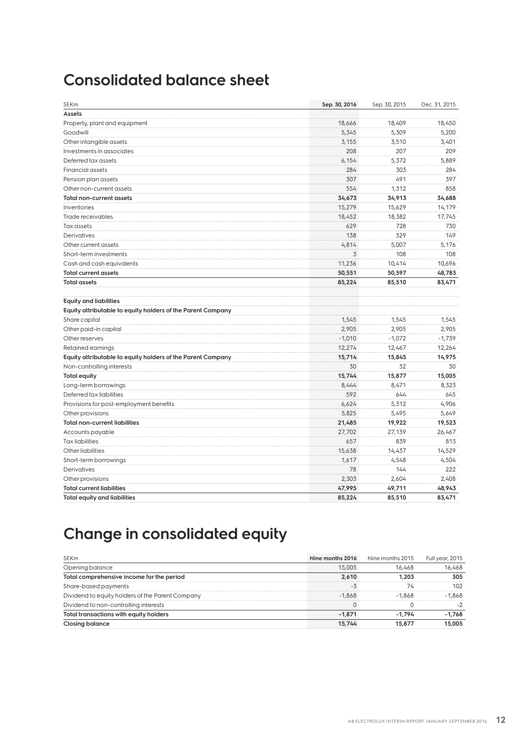## Consolidated balance sheet

| SEKm | Sep. 30, 2016 | Sep. 30, 2015 | Dec. 31, 2015 |
|---|---|---|---|
| **Assets** | | | |
| Property, plant and equipment | 18,666 | 18,409 | 18,450 |
| Goodwill | 5,345 | 5,309 | 5,200 |
| Other intangible assets | 3,155 | 3,510 | 3,401 |
| Investments in associates | 208 | 207 | 209 |
| Deferred tax assets | 6,154 | 5,372 | 5,889 |
| Financial assets | 284 | 303 | 284 |
| Pension plan assets | 307 | 491 | 397 |
| Other non-current assets | 554 | 1,312 | 858 |
| **Total non-current assets** | **34,673** | **34,913** | **34,688** |
| Inventories | 15,279 | 15,629 | 14,179 |
| Trade receivables | 18,452 | 18,382 | 17,745 |
| Tax assets | 629 | 728 | 730 |
| Derivatives | 138 | 329 | 149 |
| Other current assets | 4,814 | 5,007 | 5,176 |
| Short-term investments | 3 | 108 | 108 |
| Cash and cash equivalents | 11,236 | 10,414 | 10,696 |
| **Total current assets** | **50,551** | **50,597** | **48,783** |
| **Total assets** | **85,224** | **85,510** | **83,471** |
| | | | |
| **Equity and liabilities** | | | |
| **Equity attributable to equity holders of the Parent Company** | | | |
| Share capital | 1,545 | 1,545 | 1,545 |
| Other paid-in capital | 2,905 | 2,905 | 2,905 |
| Other reserves | -1,010 | -1,072 | -1,739 |
| Retained earnings | 12,274 | 12,467 | 12,264 |
| **Equity attributable to equity holders of the Parent Company** | **15,714** | **15,845** | **14,975** |
| Non-controlling interests | 30 | 32 | 30 |
| **Total equity** | **15,744** | **15,877** | **15,005** |
| Long-term borrowings | 8,444 | 8,471 | 8,323 |
| Deferred tax liabilities | 592 | 644 | 645 |
| Provisions for post-employment benefits | 6,624 | 5,312 | 4,906 |
| Other provisions | 5,825 | 5,495 | 5,649 |
| **Total non-current liabilities** | **21,485** | **19,922** | **19,523** |
| Accounts payable | 27,702 | 27,139 | 26,467 |
| Tax liabilities | 657 | 839 | 813 |
| Other liabilities | 15,638 | 14,437 | 14,529 |
| Short-term borrowings | 1,617 | 4,548 | 4,504 |
| Derivatives | 78 | 144 | 222 |
| Other provisions | 2,303 | 2,604 | 2,408 |
| **Total current liabilities** | **47,995** | **49,711** | **48,943** |
| **Total equity and liabilities** | **85,224** | **85,510** | **83,471** |

## Change in consolidated equity

| SEKm | Nine months 2016 | Nine months 2015 | Full year, 2015 |
|---|---|---|---|
| Opening balance | 15,005 | 16,468 | 16,468 |
| **Total comprehensive income for the period** | **2,610** | **1,203** | **305** |
| Share-based payments | -3 | 74 | 102 |
| Dividend to equity holders of the Parent Company | -1,868 | -1,868 | -1,868 |
| Dividend to non-controlling interests | 0 | 0 | -2 |
| **Total transactions with equity holders** | **-1,871** | **-1,794** | **-1,768** |
| **Closing balance** | **15,744** | **15,877** | **15,005** |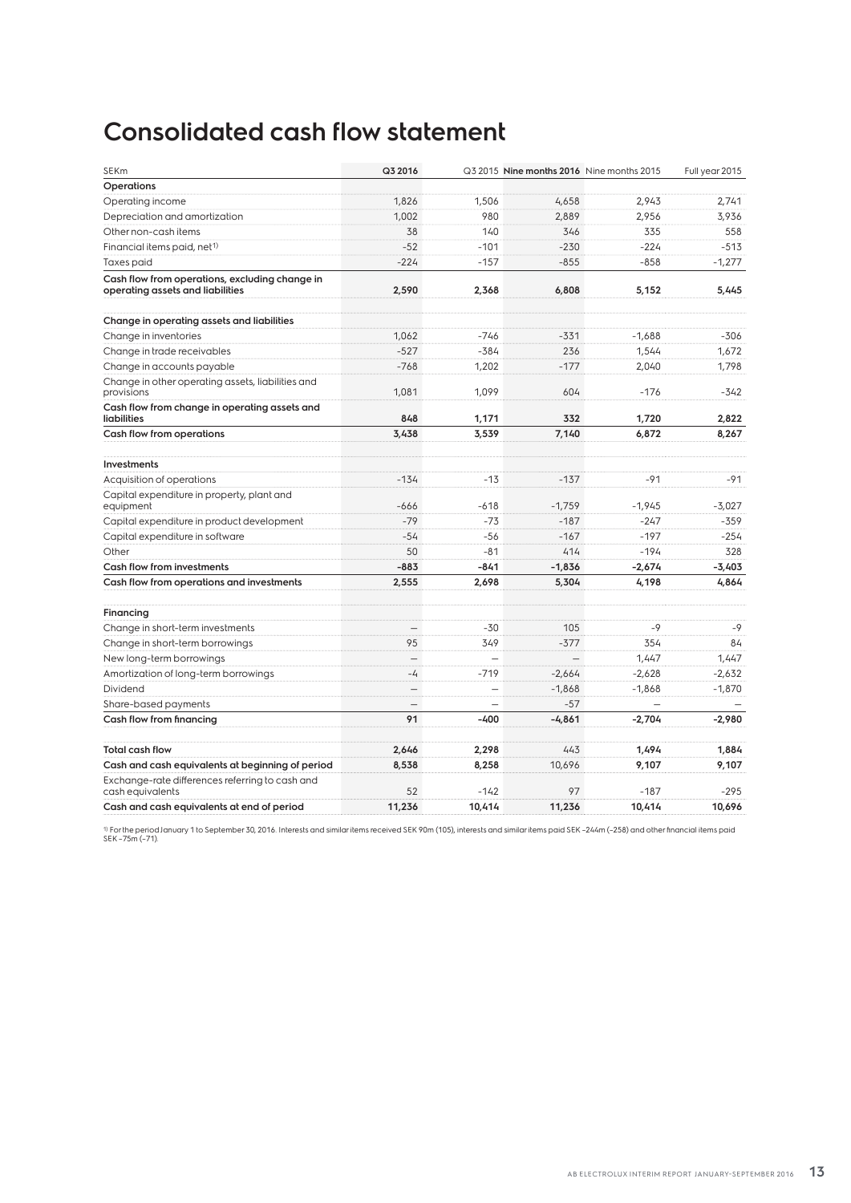# Consolidated cash flow statement

| SEKm | Q3 2016 | Q3 2015 | Nine months 2016 | Nine months 2015 | Full year 2015 |
|---|---|---|---|---|---|
| **Operations** | | | | | |
| Operating income | 1,826 | 1,506 | 4,658 | 2,943 | 2,741 |
| Depreciation and amortization | 1,002 | 980 | 2,889 | 2,956 | 3,936 |
| Other non-cash items | 38 | 140 | 346 | 335 | 558 |
| Financial items paid, net[1] | -52 | -101 | -230 | -224 | -513 |
| Taxes paid | -224 | -157 | -855 | -858 | -1,277 |
| **Cash flow from operations, excluding change in operating assets and liabilities** | **2,590** | **2,368** | **6,808** | **5,152** | **5,445** |
| **Change in operating assets and liabilities** | | | | | |
| Change in inventories | 1,062 | -746 | -331 | -1,688 | -306 |
| Change in trade receivables | -527 | -384 | 236 | 1,544 | 1,672 |
| Change in accounts payable | -768 | 1,202 | -177 | 2,040 | 1,798 |
| Change in other operating assets, liabilities and provisions | 1,081 | 1,099 | 604 | -176 | -342 |
| **Cash flow from change in operating assets and liabilities** | **848** | **1,171** | **332** | **1,720** | **2,822** |
| **Cash flow from operations** | **3,438** | **3,539** | **7,140** | **6,872** | **8,267** |
| **Investments** | | | | | |
| Acquisition of operations | -134 | -13 | -137 | -91 | -91 |
| Capital expenditure in property, plant and equipment | -666 | -618 | -1,759 | -1,945 | -3,027 |
| Capital expenditure in product development | -79 | -73 | -187 | -247 | -359 |
| Capital expenditure in software | -54 | -56 | -167 | -197 | -254 |
| Other | 50 | -81 | 414 | -194 | 328 |
| **Cash flow from investments** | **-883** | **-841** | **-1,836** | **-2,674** | **-3,403** |
| **Cash flow from operations and investments** | **2,555** | **2,698** | **5,304** | **4,198** | **4,864** |
| **Financing** | | | | | |
| Change in short-term investments | – | -30 | 105 | -9 | -9 |
| Change in short-term borrowings | 95 | 349 | -377 | 354 | 84 |
| New long-term borrowings | – | – | – | 1,447 | 1,447 |
| Amortization of long-term borrowings | -4 | -719 | -2,664 | -2,628 | -2,632 |
| Dividend | – | – | -1,868 | -1,868 | -1,870 |
| Share-based payments | – | – | -57 | – | – |
| **Cash flow from financing** | **91** | **-400** | **-4,861** | **-2,704** | **-2,980** |
| **Total cash flow** | **2,646** | **2,298** | 443 | **1,494** | **1,884** |
| **Cash and cash equivalents at beginning of period** | **8,538** | **8,258** | 10,696 | **9,107** | **9,107** |
| Exchange-rate differences referring to cash and cash equivalents | 52 | -142 | 97 | -187 | -295 |
| **Cash and cash equivalents at end of period** | **11,236** | **10,414** | **11,236** | **10,414** | **10,696** |

[1] For the period January 1 to September 30, 2016. Interests and similar items received SEK 90m (105), interests and similar items paid SEK -244m (-258) and other financial items paid SEK -75m (-71).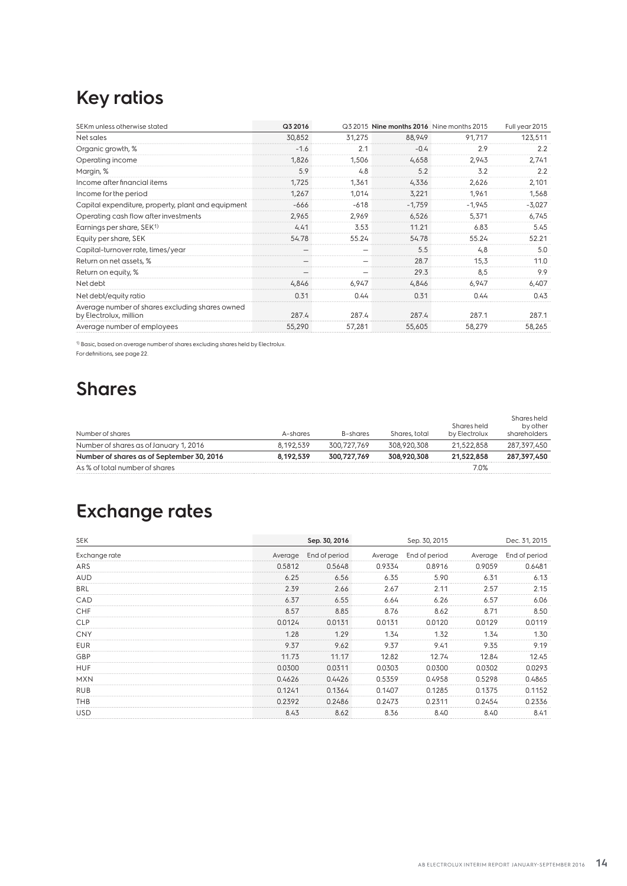# Key ratios

| SEKm unless otherwise stated | Q3 2016 | Q3 2015 | **Nine months 2016** | Nine months 2015 | Full year 2015 |
|---|---|---|---|---|---|
| Net sales | 30,852 | 31,275 | 88,949 | 91,717 | 123,511 |
| Organic growth, % | -1.6 | 2.1 | -0.4 | 2.9 | 2.2 |
| Operating income | 1,826 | 1,506 | 4,658 | 2,943 | 2,741 |
| Margin, % | 5.9 | 4.8 | 5.2 | 3.2 | 2.2 |
| Income after financial items | 1,725 | 1,361 | 4,336 | 2,626 | 2,101 |
| Income for the period | 1,267 | 1,014 | 3,221 | 1,961 | 1,568 |
| Capital expenditure, property, plant and equipment | -666 | -618 | -1,759 | -1,945 | -3,027 |
| Operating cash flow after investments | 2,965 | 2,969 | 6,526 | 5,371 | 6,745 |
| Earnings per share, SEK[1] | 4.41 | 3.53 | 11.21 | 6.83 | 5.45 |
| Equity per share, SEK | 54.78 | 55.24 | 54.78 | 55.24 | 52.21 |
| Capital-turnover rate, times/year | – | – | 5.5 | 4,8 | 5.0 |
| Return on net assets, % | – | – | 28.7 | 15,3 | 11.0 |
| Return on equity, % | – | – | 29.3 | 8,5 | 9.9 |
| Net debt | 4,846 | 6,947 | 4,846 | 6,947 | 6,407 |
| Net debt/equity ratio | 0.31 | 0.44 | 0.31 | 0.44 | 0.43 |
| Average number of shares excluding shares owned by Electrolux, million | 287.4 | 287.4 | 287.4 | 287.1 | 287.1 |
| Average number of employees | 55,290 | 57,281 | 55,605 | 58,279 | 58,265 |

[1] Basic, based on average number of shares excluding shares held by Electrolux.

For definitions, see page 22.

# Shares

| Number of shares | A-shares | B-shares | Shares, total | Shares held by Electrolux | Shares held by other shareholders |
|---|---|---|---|---|---|
| Number of shares as of January 1, 2016 | 8,192,539 | 300,727,769 | 308,920,308 | 21,522,858 | 287,397,450 |
| **Number of shares as of September 30, 2016** | **8,192,539** | **300,727,769** | **308,920,308** | **21,522,858** | **287,397,450** |
| As % of total number of shares | | | | 7.0% | |

# Exchange rates

| SEK | Sep. 30, 2016 | | Sep. 30, 2015 | | Dec. 31, 2015 | |
|---|---|---|---|---|---|---|
| Exchange rate | Average | End of period | Average | End of period | Average | End of period |
| ARS | 0.5812 | 0.5648 | 0.9334 | 0.8916 | 0.9059 | 0.6481 |
| AUD | 6.25 | 6.56 | 6.35 | 5.90 | 6.31 | 6.13 |
| BRL | 2.39 | 2.66 | 2.67 | 2.11 | 2.57 | 2.15 |
| CAD | 6.37 | 6.55 | 6.64 | 6.26 | 6.57 | 6.06 |
| CHF | 8.57 | 8.85 | 8.76 | 8.62 | 8.71 | 8.50 |
| CLP | 0.0124 | 0.0131 | 0.0131 | 0.0120 | 0.0129 | 0.0119 |
| CNY | 1.28 | 1.29 | 1.34 | 1.32 | 1.34 | 1.30 |
| EUR | 9.37 | 9.62 | 9.37 | 9.41 | 9.35 | 9.19 |
| GBP | 11.73 | 11.17 | 12.82 | 12.74 | 12.84 | 12.45 |
| HUF | 0.0300 | 0.0311 | 0.0303 | 0.0300 | 0.0302 | 0.0293 |
| MXN | 0.4626 | 0.4426 | 0.5359 | 0.4958 | 0.5298 | 0.4865 |
| RUB | 0.1241 | 0.1364 | 0.1407 | 0.1285 | 0.1375 | 0.1152 |
| THB | 0.2392 | 0.2486 | 0.2473 | 0.2311 | 0.2454 | 0.2336 |
| USD | 8.43 | 8.62 | 8.36 | 8.40 | 8.40 | 8.41 |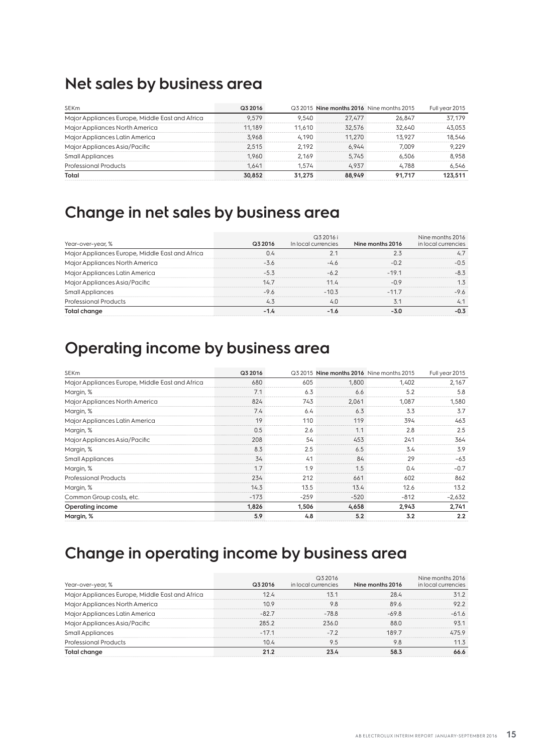## Net sales by business area

| SEKm | Q3 2016 | Q3 2015 | Nine months 2016 | Nine months 2015 | Full year 2015 |
|---|---|---|---|---|---|
| Major Appliances Europe, Middle East and Africa | 9,579 | 9,540 | 27,477 | 26,847 | 37,179 |
| Major Appliances North America | 11,189 | 11,610 | 32,576 | 32,640 | 43,053 |
| Major Appliances Latin America | 3,968 | 4,190 | 11,270 | 13,927 | 18,546 |
| Major Appliances Asia/Pacific | 2,515 | 2,192 | 6,944 | 7,009 | 9,229 |
| Small Appliances | 1,960 | 2,169 | 5,745 | 6,506 | 8,958 |
| Professional Products | 1,641 | 1,574 | 4,937 | 4,788 | 6,546 |
| **Total** | **30,852** | **31,275** | **88,949** | **91,717** | **123,511** |

## Change in net sales by business area

| Year-over-year, % | Q3 2016 | Q3 2016 i In local currencies | Nine months 2016 | Nine months 2016 in local currencies |
|---|---|---|---|---|
| Major Appliances Europe, Middle East and Africa | 0.4 | 2.1 | 2.3 | 4.7 |
| Major Appliances North America | -3.6 | -4.6 | -0.2 | -0.5 |
| Major Appliances Latin America | -5.3 | -6.2 | -19.1 | -8.3 |
| Major Appliances Asia/Pacific | 14.7 | 11.4 | -0.9 | 1.3 |
| Small Appliances | -9.6 | -10.3 | -11.7 | -9.6 |
| Professional Products | 4.3 | 4.0 | 3.1 | 4.1 |
| **Total change** | **-1.4** | **-1.6** | **-3.0** | **-0.3** |

## Operating income by business area

| SEKm | Q3 2016 | Q3 2015 | Nine months 2016 | Nine months 2015 | Full year 2015 |
|---|---|---|---|---|---|
| Major Appliances Europe, Middle East and Africa | 680 | 605 | 1,800 | 1,402 | 2,167 |
| Margin, % | 7.1 | 6.3 | 6.6 | 5.2 | 5.8 |
| Major Appliances North America | 824 | 743 | 2,061 | 1,087 | 1,580 |
| Margin, % | 7.4 | 6.4 | 6.3 | 3.3 | 3.7 |
| Major Appliances Latin America | 19 | 110 | 119 | 394 | 463 |
| Margin, % | 0.5 | 2.6 | 1.1 | 2.8 | 2.5 |
| Major Appliances Asia/Pacific | 208 | 54 | 453 | 241 | 364 |
| Margin, % | 8.3 | 2.5 | 6.5 | 3.4 | 3.9 |
| Small Appliances | 34 | 41 | 84 | 29 | -63 |
| Margin, % | 1.7 | 1.9 | 1.5 | 0.4 | -0.7 |
| Professional Products | 234 | 212 | 661 | 602 | 862 |
| Margin, % | 14.3 | 13.5 | 13.4 | 12.6 | 13.2 |
| Common Group costs, etc. | -173 | -259 | -520 | -812 | -2,632 |
| **Operating income** | **1,826** | **1,506** | **4,658** | **2,943** | **2,741** |
| **Margin, %** | **5.9** | **4.8** | **5.2** | **3.2** | **2.2** |

## Change in operating income by business area

| Year-over-year, % | Q3 2016 | Q3 2016 in local currencies | Nine months 2016 | Nine months 2016 in local currencies |
|---|---|---|---|---|
| Major Appliances Europe, Middle East and Africa | 12.4 | 13.1 | 28.4 | 31.2 |
| Major Appliances North America | 10.9 | 9.8 | 89.6 | 92.2 |
| Major Appliances Latin America | -82.7 | -78.8 | -69.8 | -61.6 |
| Major Appliances Asia/Pacific | 285.2 | 236.0 | 88.0 | 93.1 |
| Small Appliances | -17.1 | -7.2 | 189.7 | 475.9 |
| Professional Products | 10.4 | 9.5 | 9.8 | 11.3 |
| **Total change** | **21.2** | **23.4** | **58.3** | **66.6** |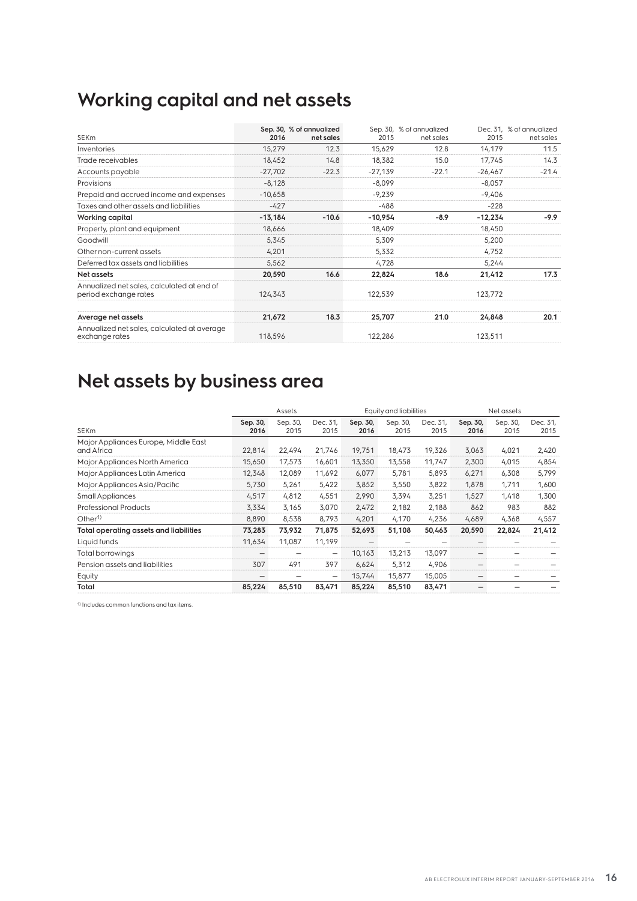## Working capital and net assets

| SEKm | Sep. 30, 2016 | % of annualized net sales | Sep. 30, 2015 | % of annualized net sales | Dec. 31, 2015 | % of annualized net sales |
|---|---|---|---|---|---|---|
| Inventories | 15,279 | 12.3 | 15,629 | 12.8 | 14,179 | 11.5 |
| Trade receivables | 18,452 | 14.8 | 18,382 | 15.0 | 17,745 | 14.3 |
| Accounts payable | -27,702 | -22.3 | -27,139 | -22.1 | -26,467 | -21.4 |
| Provisions | -8,128 | | -8,099 | | -8,057 | |
| Prepaid and accrued income and expenses | -10,658 | | -9,239 | | -9,406 | |
| Taxes and other assets and liabilities | -427 | | -488 | | -228 | |
| **Working capital** | **-13,184** | **-10.6** | **-10,954** | **-8.9** | **-12,234** | **-9.9** |
| Property, plant and equipment | 18,666 | | 18,409 | | 18,450 | |
| Goodwill | 5,345 | | 5,309 | | 5,200 | |
| Other non-current assets | 4,201 | | 5,332 | | 4,752 | |
| Deferred tax assets and liabilities | 5,562 | | 4,728 | | 5,244 | |
| **Net assets** | **20,590** | **16.6** | **22,824** | **18.6** | **21,412** | **17.3** |
| Annualized net sales, calculated at end of period exchange rates | 124,343 | | 122,539 | | 123,772 | |
| **Average net assets** | **21,672** | **18.3** | **25,707** | **21.0** | **24,848** | **20.1** |
| Annualized net sales, calculated at average exchange rates | 118,596 | | 122,286 | | 123,511 | |

## Net assets by business area

| | Assets | | | Equity and liabilities | | | Net assets | | |
|---|---|---|---|---|---|---|---|---|---|
| SEKm | **Sep. 30, 2016** | Sep. 30, 2015 | Dec. 31, 2015 | **Sep. 30, 2016** | Sep. 30, 2015 | Dec. 31, 2015 | **Sep. 30, 2016** | Sep. 30, 2015 | Dec. 31, 2015 |
| Major Appliances Europe, Middle East and Africa | 22,814 | 22,494 | 21,746 | 19,751 | 18,473 | 19,326 | 3,063 | 4,021 | 2,420 |
| Major Appliances North America | 15,650 | 17,573 | 16,601 | 13,350 | 13,558 | 11,747 | 2,300 | 4,015 | 4,854 |
| Major Appliances Latin America | 12,348 | 12,089 | 11,692 | 6,077 | 5,781 | 5,893 | 6,271 | 6,308 | 5,799 |
| Major Appliances Asia/Pacific | 5,730 | 5,261 | 5,422 | 3,852 | 3,550 | 3,822 | 1,878 | 1,711 | 1,600 |
| Small Appliances | 4,517 | 4,812 | 4,551 | 2,990 | 3,394 | 3,251 | 1,527 | 1,418 | 1,300 |
| Professional Products | 3,334 | 3,165 | 3,070 | 2,472 | 2,182 | 2,188 | 862 | 983 | 882 |
| Other[1] | 8,890 | 8,538 | 8,793 | 4,201 | 4,170 | 4,236 | 4,689 | 4,368 | 4,557 |
| **Total operating assets and liabilities** | **73,283** | **73,932** | **71,875** | **52,693** | **51,108** | **50,463** | **20,590** | **22,824** | **21,412** |
| Liquid funds | 11,634 | 11,087 | 11,199 | – | – | – | – | – | – |
| Total borrowings | – | – | – | 10,163 | 13,213 | 13,097 | – | – | – |
| Pension assets and liabilities | 307 | 491 | 397 | 6,624 | 5,312 | 4,906 | – | – | – |
| Equity | – | – | – | 15,744 | 15,877 | 15,005 | – | – | – |
| **Total** | **85,224** | **85,510** | **83,471** | **85,224** | **85,510** | **83,471** | **–** | **–** | **–** |

[1] Includes common functions and tax items.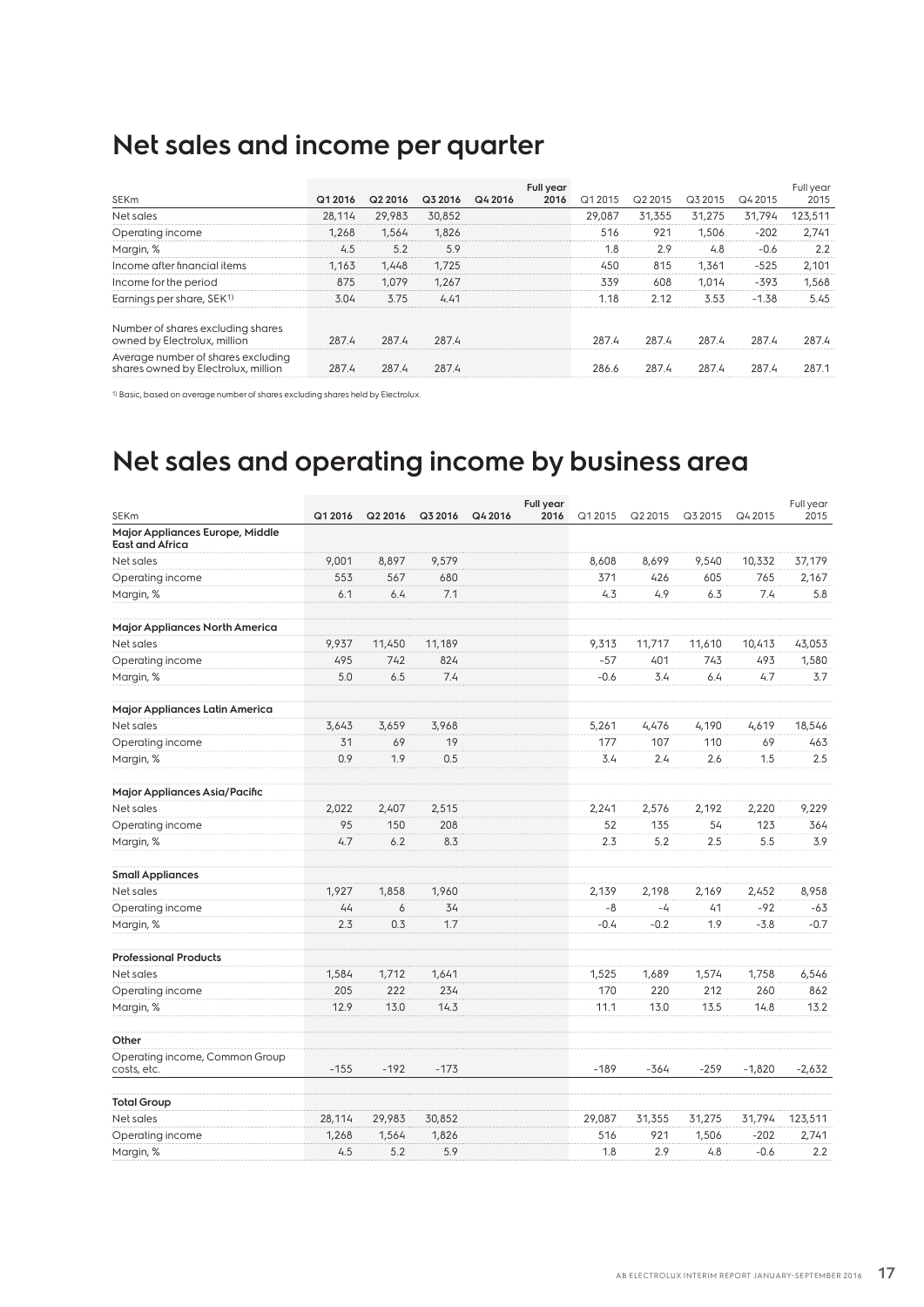# Net sales and income per quarter

| SEKm | Q1 2016 | Q2 2016 | Q3 2016 | Q4 2016 | Full year 2016 | Q1 2015 | Q2 2015 | Q3 2015 | Q4 2015 | Full year 2015 |
|---|---|---|---|---|---|---|---|---|---|---|
| Net sales | 28,114 | 29,983 | 30,852 | | | 29,087 | 31,355 | 31,275 | 31,794 | 123,511 |
| Operating income | 1,268 | 1,564 | 1,826 | | | 516 | 921 | 1,506 | -202 | 2,741 |
| Margin, % | 4.5 | 5.2 | 5.9 | | | 1.8 | 2.9 | 4.8 | -0.6 | 2.2 |
| Income after financial items | 1,163 | 1,448 | 1,725 | | | 450 | 815 | 1,361 | -525 | 2,101 |
| Income for the period | 875 | 1,079 | 1,267 | | | 339 | 608 | 1,014 | -393 | 1,568 |
| Earnings per share, SEK[1] | 3.04 | 3.75 | 4.41 | | | 1.18 | 2.12 | 3.53 | -1.38 | 5.45 |
| Number of shares excluding shares owned by Electrolux, million | 287.4 | 287.4 | 287.4 | | | 287.4 | 287.4 | 287.4 | 287.4 | 287.4 |
| Average number of shares excluding shares owned by Electrolux, million | 287.4 | 287.4 | 287.4 | | | 286.6 | 287.4 | 287.4 | 287.4 | 287.1 |

[1] Basic, based on average number of shares excluding shares held by Electrolux.

# Net sales and operating income by business area

| SEKm | Q1 2016 | Q2 2016 | Q3 2016 | Q4 2016 | Full year 2016 | Q1 2015 | Q2 2015 | Q3 2015 | Q4 2015 | Full year 2015 |
|---|---|---|---|---|---|---|---|---|---|---|
| **Major Appliances Europe, Middle East and Africa** | | | | | | | | | | |
| Net sales | 9,001 | 8,897 | 9,579 | | | 8,608 | 8,699 | 9,540 | 10,332 | 37,179 |
| Operating income | 553 | 567 | 680 | | | 371 | 426 | 605 | 765 | 2,167 |
| Margin, % | 6.1 | 6.4 | 7.1 | | | 4.3 | 4.9 | 6.3 | 7.4 | 5.8 |
| **Major Appliances North America** | | | | | | | | | | |
| Net sales | 9,937 | 11,450 | 11,189 | | | 9,313 | 11,717 | 11,610 | 10,413 | 43,053 |
| Operating income | 495 | 742 | 824 | | | -57 | 401 | 743 | 493 | 1,580 |
| Margin, % | 5.0 | 6.5 | 7.4 | | | -0.6 | 3.4 | 6.4 | 4.7 | 3.7 |
| **Major Appliances Latin America** | | | | | | | | | | |
| Net sales | 3,643 | 3,659 | 3,968 | | | 5,261 | 4,476 | 4,190 | 4,619 | 18,546 |
| Operating income | 31 | 69 | 19 | | | 177 | 107 | 110 | 69 | 463 |
| Margin, % | 0.9 | 1.9 | 0.5 | | | 3.4 | 2.4 | 2.6 | 1.5 | 2.5 |
| **Major Appliances Asia/Pacific** | | | | | | | | | | |
| Net sales | 2,022 | 2,407 | 2,515 | | | 2,241 | 2,576 | 2,192 | 2,220 | 9,229 |
| Operating income | 95 | 150 | 208 | | | 52 | 135 | 54 | 123 | 364 |
| Margin, % | 4.7 | 6.2 | 8.3 | | | 2.3 | 5.2 | 2.5 | 5.5 | 3.9 |
| **Small Appliances** | | | | | | | | | | |
| Net sales | 1,927 | 1,858 | 1,960 | | | 2,139 | 2,198 | 2,169 | 2,452 | 8,958 |
| Operating income | 44 | 6 | 34 | | | -8 | -4 | 41 | -92 | -63 |
| Margin, % | 2.3 | 0.3 | 1.7 | | | -0.4 | -0.2 | 1.9 | -3.8 | -0.7 |
| **Professional Products** | | | | | | | | | | |
| Net sales | 1,584 | 1,712 | 1,641 | | | 1,525 | 1,689 | 1,574 | 1,758 | 6,546 |
| Operating income | 205 | 222 | 234 | | | 170 | 220 | 212 | 260 | 862 |
| Margin, % | 12.9 | 13.0 | 14.3 | | | 11.1 | 13.0 | 13.5 | 14.8 | 13.2 |
| **Other** | | | | | | | | | | |
| Operating income, Common Group costs, etc. | -155 | -192 | -173 | | | -189 | -364 | -259 | -1,820 | -2,632 |
| **Total Group** | | | | | | | | | | |
| Net sales | 28,114 | 29,983 | 30,852 | | | 29,087 | 31,355 | 31,275 | 31,794 | 123,511 |
| Operating income | 1,268 | 1,564 | 1,826 | | | 516 | 921 | 1,506 | -202 | 2,741 |
| Margin, % | 4.5 | 5.2 | 5.9 | | | 1.8 | 2.9 | 4.8 | -0.6 | 2.2 |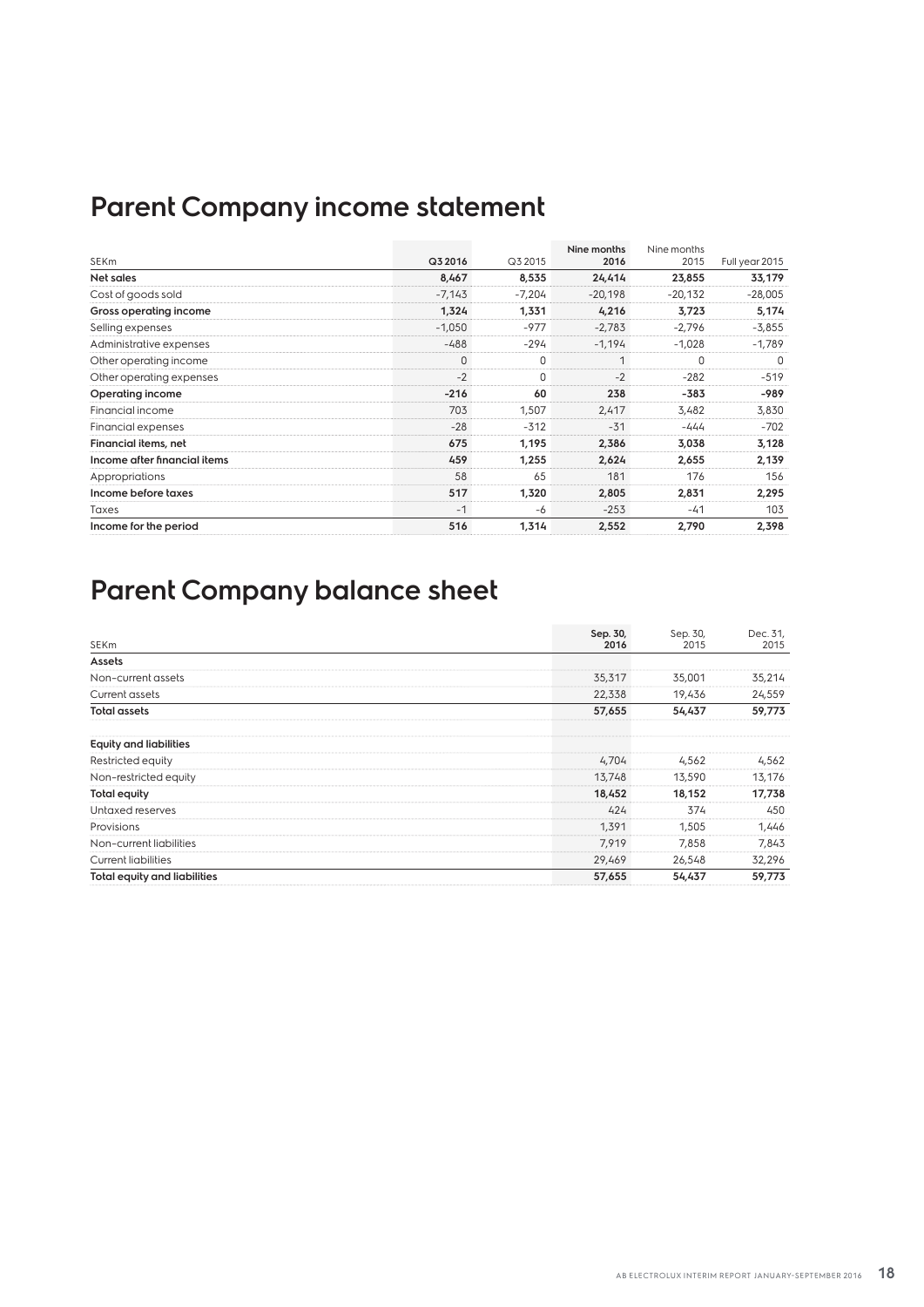## Parent Company income statement

| SEKm | Q3 2016 | Q3 2015 | Nine months 2016 | Nine months 2015 | Full year 2015 |
|---|---|---|---|---|---|
| **Net sales** | **8,467** | **8,535** | **24,414** | **23,855** | **33,179** |
| Cost of goods sold | -7,143 | -7,204 | -20,198 | -20,132 | -28,005 |
| **Gross operating income** | **1,324** | **1,331** | **4,216** | **3,723** | **5,174** |
| Selling expenses | -1,050 | -977 | -2,783 | -2,796 | -3,855 |
| Administrative expenses | -488 | -294 | -1,194 | -1,028 | -1,789 |
| Other operating income | 0 | 0 | 1 | 0 | 0 |
| Other operating expenses | -2 | 0 | -2 | -282 | -519 |
| **Operating income** | **-216** | **60** | **238** | **-383** | **-989** |
| Financial income | 703 | 1,507 | 2,417 | 3,482 | 3,830 |
| Financial expenses | -28 | -312 | -31 | -444 | -702 |
| **Financial items, net** | **675** | **1,195** | **2,386** | **3,038** | **3,128** |
| **Income after financial items** | **459** | **1,255** | **2,624** | **2,655** | **2,139** |
| Appropriations | 58 | 65 | 181 | 176 | 156 |
| **Income before taxes** | **517** | **1,320** | **2,805** | **2,831** | **2,295** |
| Taxes | -1 | -6 | -253 | -41 | 103 |
| **Income for the period** | **516** | **1,314** | **2,552** | **2,790** | **2,398** |

## Parent Company balance sheet

| SEKm | Sep. 30, 2016 | Sep. 30, 2015 | Dec. 31, 2015 |
|---|---|---|---|
| **Assets** | | | |
| Non-current assets | 35,317 | 35,001 | 35,214 |
| Current assets | 22,338 | 19,436 | 24,559 |
| **Total assets** | **57,655** | **54,437** | **59,773** |
| | | | |
| **Equity and liabilities** | | | |
| Restricted equity | 4,704 | 4,562 | 4,562 |
| Non-restricted equity | 13,748 | 13,590 | 13,176 |
| **Total equity** | **18,452** | **18,152** | **17,738** |
| Untaxed reserves | 424 | 374 | 450 |
| Provisions | 1,391 | 1,505 | 1,446 |
| Non-current liabilities | 7,919 | 7,858 | 7,843 |
| Current liabilities | 29,469 | 26,548 | 32,296 |
| **Total equity and liabilities** | **57,655** | **54,437** | **59,773** |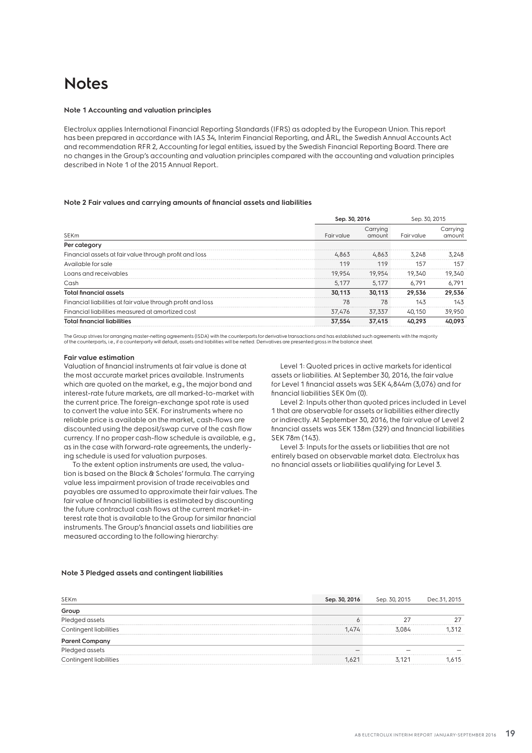# Notes

### Note 1 Accounting and valuation principles

Electrolux applies International Financial Reporting Standards (IFRS) as adopted by the European Union. This report has been prepared in accordance with IAS 34, Interim Financial Reporting, and ÅRL, the Swedish Annual Accounts Act and recommendation RFR 2, Accounting for legal entities, issued by the Swedish Financial Reporting Board. There are no changes in the Group's accounting and valuation principles compared with the accounting and valuation principles described in Note 1 of the 2015 Annual Report.

### Note 2 Fair values and carrying amounts of financial assets and liabilities

| | Sep. 30, 2016 | | Sep. 30, 2015 | |
|---|---|---|---|---|
| SEKm | Fair value | Carrying amount | Fair value | Carrying amount |
| **Per category** | | | | |
| Financial assets at fair value through profit and loss | 4,863 | 4,863 | 3,248 | 3,248 |
| Available for sale | 119 | 119 | 157 | 157 |
| Loans and receivables | 19,954 | 19,954 | 19,340 | 19,340 |
| Cash | 5,177 | 5,177 | 6,791 | 6,791 |
| **Total financial assets** | **30,113** | **30,113** | **29,536** | **29,536** |
| Financial liabilities at fair value through profit and loss | 78 | 78 | 143 | 143 |
| Financial liabilities measured at amortized cost | 37,476 | 37,337 | 40,150 | 39,950 |
| **Total financial liabilities** | **37,554** | **37,415** | **40,293** | **40,093** |

The Group strives for arranging master-netting agreements (ISDA) with the counterparts for derivative transactions and has established such agreements with the majority of the counterparts, i.e., if a counterparty will default, assets and liabilities will be netted. Derivatives are presented gross in the balance sheet.

#### Fair value estimation

Valuation of financial instruments at fair value is done at the most accurate market prices available. Instruments which are quoted on the market, e.g., the major bond and interest-rate future markets, are all marked-to-market with the current price. The foreign-exchange spot rate is used to convert the value into SEK. For instruments where no reliable price is available on the market, cash-flows are discounted using the deposit/swap curve of the cash flow currency. If no proper cash-flow schedule is available, e.g., as in the case with forward-rate agreements, the underlying schedule is used for valuation purposes.

To the extent option instruments are used, the valuation is based on the Black & Scholes' formula. The carrying value less impairment provision of trade receivables and payables are assumed to approximate their fair values. The fair value of financial liabilities is estimated by discounting the future contractual cash flows at the current market-interest rate that is available to the Group for similar financial instruments. The Group's financial assets and liabilities are measured according to the following hierarchy:

Level 1: Quoted prices in active markets for identical assets or liabilities. At September 30, 2016, the fair value for Level 1 financial assets was SEK 4,844m (3,076) and for financial liabilities SEK 0m (0).

Level 2: Inputs other than quoted prices included in Level 1 that are observable for assets or liabilities either directly or indirectly. At September 30, 2016, the fair value of Level 2 financial assets was SEK 138m (329) and financial liabilities SEK 78m (143).

Level 3: Inputs for the assets or liabilities that are not entirely based on observable market data. Electrolux has no financial assets or liabilities qualifying for Level 3.

### Note 3 Pledged assets and contingent liabilities

| SEKm | Sep. 30, 2016 | Sep. 30, 2015 | Dec.31, 2015 |
|---|---|---|---|
| **Group** | | | |
| Pledged assets | 6 | 27 | 27 |
| Contingent liabilities | 1,474 | 3,084 | 1,312 |
| **Parent Company** | | | |
| Pledged assets | – | – | – |
| Contingent liabilities | 1,621 | 3,121 | 1,615 |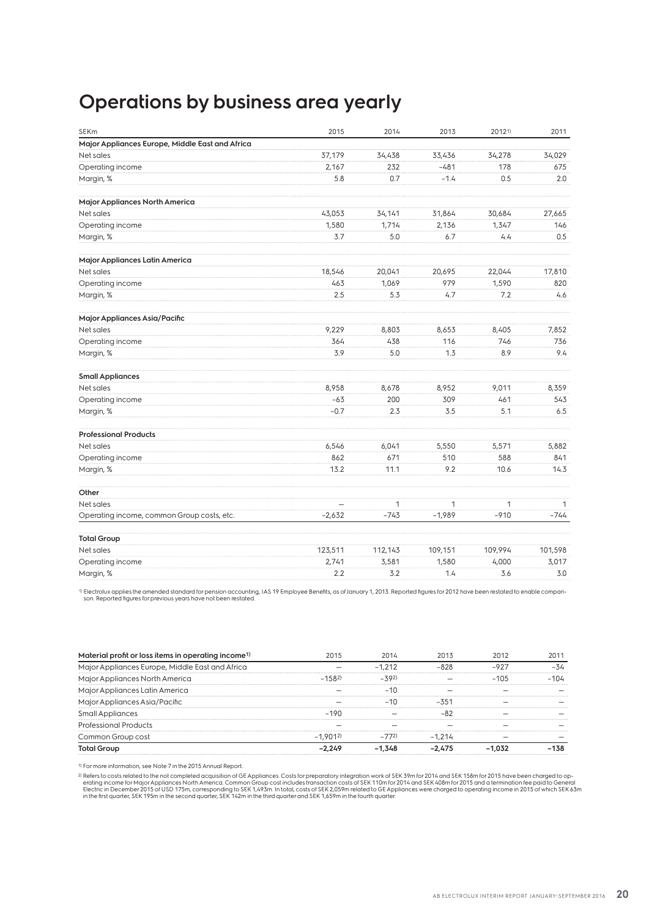# Operations by business area yearly

| SEKm | 2015 | 2014 | 2013 | 2012[1)] | 2011 |
|---|---|---|---|---|---|
| **Major Appliances Europe, Middle East and Africa** | | | | | |
| Net sales | 37,179 | 34,438 | 33,436 | 34,278 | 34,029 |
| Operating income | 2,167 | 232 | –481 | 178 | 675 |
| Margin, % | 5.8 | 0.7 | –1.4 | 0.5 | 2.0 |
| **Major Appliances North America** | | | | | |
| Net sales | 43,053 | 34,141 | 31,864 | 30,684 | 27,665 |
| Operating income | 1,580 | 1,714 | 2,136 | 1,347 | 146 |
| Margin, % | 3.7 | 5.0 | 6.7 | 4.4 | 0.5 |
| **Major Appliances Latin America** | | | | | |
| Net sales | 18,546 | 20,041 | 20,695 | 22,044 | 17,810 |
| Operating income | 463 | 1,069 | 979 | 1,590 | 820 |
| Margin, % | 2.5 | 5.3 | 4.7 | 7.2 | 4.6 |
| **Major Appliances Asia/Pacific** | | | | | |
| Net sales | 9,229 | 8,803 | 8,653 | 8,405 | 7,852 |
| Operating income | 364 | 438 | 116 | 746 | 736 |
| Margin, % | 3.9 | 5.0 | 1.3 | 8.9 | 9.4 |
| **Small Appliances** | | | | | |
| Net sales | 8,958 | 8,678 | 8,952 | 9,011 | 8,359 |
| Operating income | –63 | 200 | 309 | 461 | 543 |
| Margin, % | –0.7 | 2.3 | 3.5 | 5.1 | 6.5 |
| **Professional Products** | | | | | |
| Net sales | 6,546 | 6,041 | 5,550 | 5,571 | 5,882 |
| Operating income | 862 | 671 | 510 | 588 | 841 |
| Margin, % | 13.2 | 11.1 | 9.2 | 10.6 | 14.3 |
| **Other** | | | | | |
| Net sales | – | 1 | 1 | 1 | 1 |
| Operating income, common Group costs, etc. | –2,632 | –743 | –1,989 | –910 | –744 |
| **Total Group** | | | | | |
| Net sales | 123,511 | 112,143 | 109,151 | 109,994 | 101,598 |
| Operating income | 2,741 | 3,581 | 1,580 | 4,000 | 3,017 |
| Margin, % | 2.2 | 3.2 | 1.4 | 3.6 | 3.0 |

1) Electrolux applies the amended standard for pension accounting, IAS 19 Employee Benefits, as of January 1, 2013. Reported figures for 2012 have been restated to enable comparison. Reported figures for previous years have not been restated.

| Material profit or loss items in operating income[1)] | 2015 | 2014 | 2013 | 2012 | 2011 |
|---|---|---|---|---|---|
| Major Appliances Europe, Middle East and Africa | – | –1,212 | –828 | –927 | –34 |
| Major Appliances North America | –158[2)] | –39[2)] | – | –105 | –104 |
| Major Appliances Latin America | – | –10 | – | – | – |
| Major Appliances Asia/Pacific | – | –10 | –351 | – | – |
| Small Appliances | –190 | – | –82 | – | – |
| Professional Products | – | – | – | – | – |
| Common Group cost | –1,901[2)] | –77[2)] | –1,214 | – | – |
| **Total Group** | **–2,249** | **–1,348** | **–2,475** | **–1,032** | **–138** |

1) For more information, see Note 7 in the 2015 Annual Report.

2) Refers to costs related to the not completed acquisition of GE Appliances. Costs for preparatory integration work of SEK 39m for 2014 and SEK 158m for 2015 have been charged to operating income for Major Appliances North America. Common Group cost includes transaction costs of SEK 110m for 2014 and SEK 408m for 2015 and a termination fee paid to General Electric in December 2015 of USD 175m, corresponding to SEK 1,493m. In total, costs of SEK 2,059m related to GE Appliances were charged to operating income in 2015 of which SEK 63m in the first quarter, SEK 195m in the second quarter, SEK 142m in the third quarter and SEK 1,659m in the fourth quarter.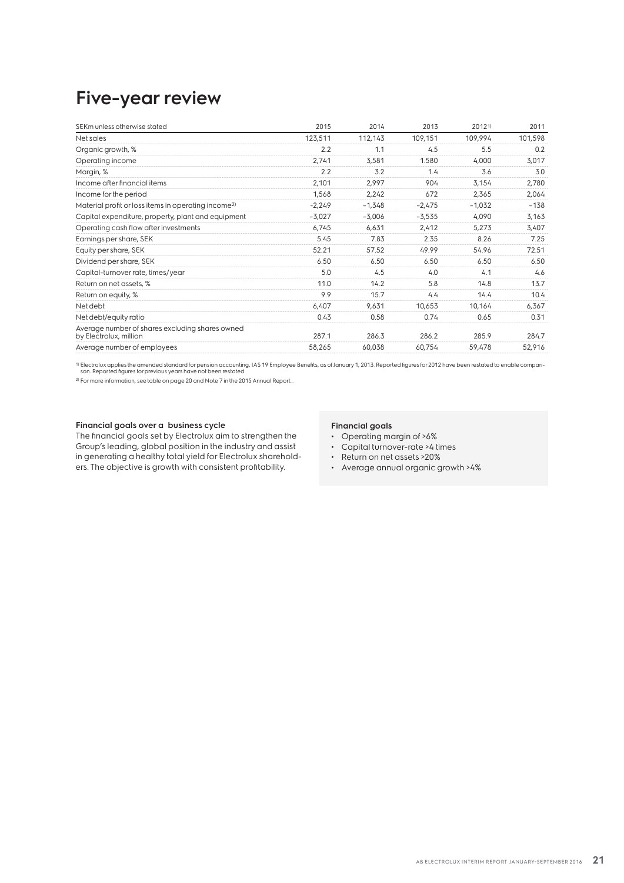# Five-year review

| SEKm unless otherwise stated | 2015 | 2014 | 2013 | 2012[1] | 2011 |
|---|---|---|---|---|---|
| Net sales | 123,511 | 112,143 | 109,151 | 109,994 | 101,598 |
| Organic growth, % | 2.2 | 1.1 | 4.5 | 5.5 | 0.2 |
| Operating income | 2,741 | 3,581 | 1.580 | 4,000 | 3,017 |
| Margin, % | 2.2 | 3.2 | 1.4 | 3.6 | 3.0 |
| Income after financial items | 2,101 | 2,997 | 904 | 3,154 | 2,780 |
| Income for the period | 1,568 | 2,242 | 672 | 2,365 | 2,064 |
| Material profit or loss items in operating income[2] | −2,249 | −1,348 | −2,475 | −1,032 | −138 |
| Capital expenditure, property, plant and equipment | −3,027 | −3,006 | −3,535 | 4,090 | 3,163 |
| Operating cash flow after investments | 6,745 | 6,631 | 2,412 | 5,273 | 3,407 |
| Earnings per share, SEK | 5.45 | 7.83 | 2.35 | 8.26 | 7.25 |
| Equity per share, SEK | 52.21 | 57.52 | 49.99 | 54.96 | 72.51 |
| Dividend per share, SEK | 6.50 | 6.50 | 6.50 | 6.50 | 6.50 |
| Capital-turnover rate, times/year | 5.0 | 4.5 | 4.0 | 4.1 | 4.6 |
| Return on net assets, % | 11.0 | 14.2 | 5.8 | 14.8 | 13.7 |
| Return on equity, % | 9.9 | 15.7 | 4.4 | 14.4 | 10.4 |
| Net debt | 6,407 | 9,631 | 10,653 | 10,164 | 6,367 |
| Net debt/equity ratio | 0.43 | 0.58 | 0.74 | 0.65 | 0.31 |
| Average number of shares excluding shares owned by Electrolux, million | 287.1 | 286.3 | 286.2 | 285.9 | 284.7 |
| Average number of employees | 58,265 | 60,038 | 60,754 | 59,478 | 52,916 |

[1] Electrolux applies the amended standard for pension accounting, IAS 19 Employee Benefits, as of January 1, 2013. Reported figures for 2012 have been restated to enable comparison. Reported figures for previous years have not been restated.

[2] For more information, see table on page 20 and Note 7 in the 2015 Annual Report..

### Financial goals over a business cycle

The financial goals set by Electrolux aim to strengthen the Group's leading, global position in the industry and assist in generating a healthy total yield for Electrolux shareholders. The objective is growth with consistent profitability.

### Financial goals

- Operating margin of >6%
- Capital turnover-rate >4 times
- Return on net assets >20%
- Average annual organic growth >4%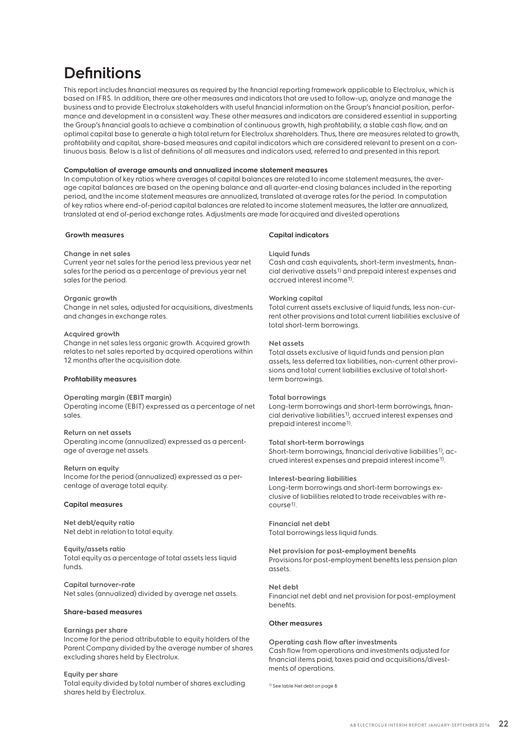# Definitions

This report includes financial measures as required by the financial reporting framework applicable to Electrolux, which is based on IFRS. In addition, there are other measures and indicators that are used to follow-up, analyze and manage the business and to provide Electrolux stakeholders with useful financial information on the Group's financial position, performance and development in a consistent way. These other measures and indicators are considered essential in supporting the Group's financial goals to achieve a combination of continuous growth, high profitability, a stable cash flow, and an optimal capital base to generate a high total return for Electrolux shareholders. Thus, there are measures related to growth, profitability and capital, share-based measures and capital indicators which are considered relevant to present on a continuous basis. Below is a list of definitions of all measures and indicators used, referred to and presented in this report.

**Computation of average amounts and annualized income statement measures**

In computation of key ratios where averages of capital balances are related to income statement measures, the average capital balances are based on the opening balance and all quarter-end closing balances included in the reporting period, and the income statement measures are annualized, translated at average rates for the period. In computation of key ratios where end-of-period capital balances are related to income statement measures, the latter are annualized, translated at end of-period exchange rates. Adjustments are made for acquired and divested operations

### Growth measures

**Change in net sales**
Current year net sales for the period less previous year net sales for the period as a percentage of previous year net sales for the period.

**Organic growth**
Change in net sales, adjusted for acquisitions, divestments and changes in exchange rates.

**Acquired growth**
Change in net sales less organic growth. Acquired growth relates to net sales reported by acquired operations within 12 months after the acquisition date.

### Profitability measures

**Operating margin (EBIT margin)**
Operating income (EBIT) expressed as a percentage of net sales.

**Return on net assets**
Operating income (annualized) expressed as a percentage of average net assets.

**Return on equity**
Income for the period (annualized) expressed as a percentage of average total equity.

### Capital measures

**Net debt/equity ratio**
Net debt in relation to total equity.

**Equity/assets ratio**
Total equity as a percentage of total assets less liquid funds.

**Capital turnover-rate**
Net sales (annualized) divided by average net assets.

### Share-based measures

**Earnings per share**
Income for the period attributable to equity holders of the Parent Company divided by the average number of shares excluding shares held by Electrolux.

**Equity per share**
Total equity divided by total number of shares excluding shares held by Electrolux.

### Capital indicators

**Liquid funds**
Cash and cash equivalents, short-term investments, financial derivative assets[1] and prepaid interest expenses and accrued interest income[1].

**Working capital**
Total current assets exclusive of liquid funds, less non-current other provisions and total current liabilities exclusive of total short-term borrowings.

**Net assets**
Total assets exclusive of liquid funds and pension plan assets, less deferred tax liabilities, non-current other provisions and total current liabilities exclusive of total short-term borrowings.

**Total borrowings**
Long-term borrowings and short-term borrowings, financial derivative liabilities[1], accrued interest expenses and prepaid interest income[1].

**Total short-term borrowings**
Short-term borrowings, financial derivative liabilities[1], accrued interest expenses and prepaid interest income[1].

**Interest-bearing liabilities**
Long-term borrowings and short-term borrowings exclusive of liabilities related to trade receivables with recourse[1].

**Financial net debt**
Total borrowings less liquid funds.

**Net provision for post-employment benefits**
Provisions for post-employment benefits less pension plan assets.

**Net debt**
Financial net debt and net provision for post-employment benefits.

### Other measures

**Operating cash flow after investments**
Cash flow from operations and investments adjusted for financial items paid, taxes paid and acquisitions/divestments of operations.

[1] See table Net debt on page 8.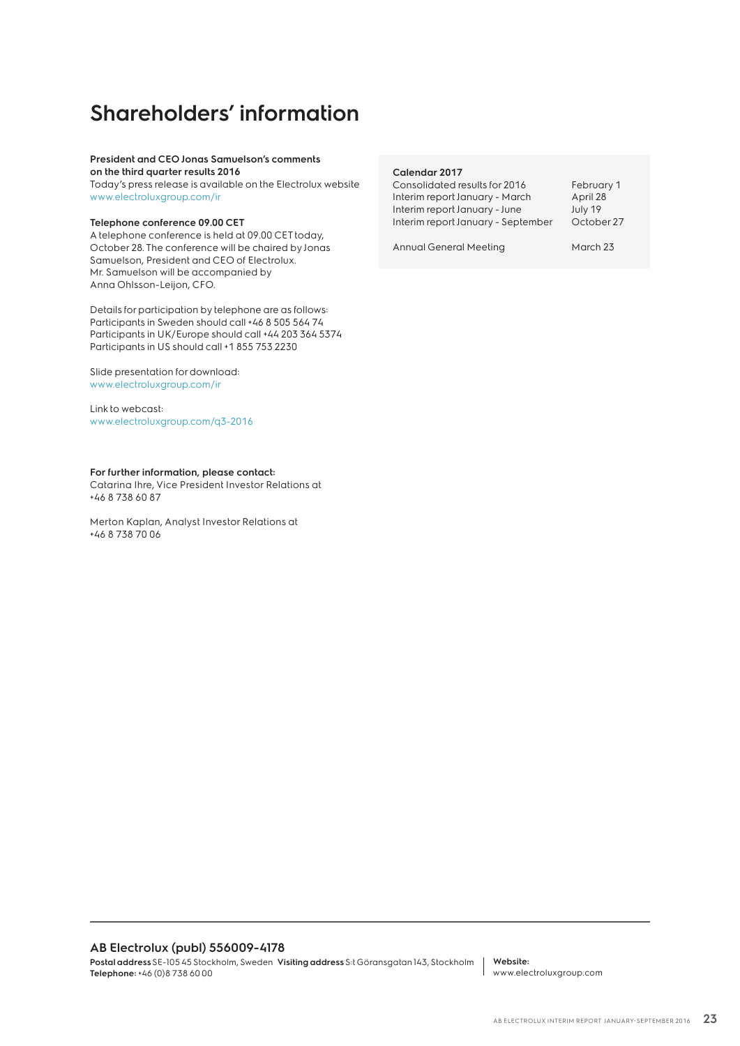# Shareholders' information

**President and CEO Jonas Samuelson's comments on the third quarter results 2016**

Today's press release is available on the Electrolux website www.electroluxgroup.com/ir

**Telephone conference 09.00 CET**

A telephone conference is held at 09.00 CET today, October 28. The conference will be chaired by Jonas Samuelson, President and CEO of Electrolux. Mr. Samuelson will be accompanied by Anna Ohlsson-Leijon, CFO.

Details for participation by telephone are as follows:
Participants in Sweden should call +46 8 505 564 74
Participants in UK/Europe should call +44 203 364 5374
Participants in US should call +1 855 753 2230

Slide presentation for download:
www.electroluxgroup.com/ir

Link to webcast:
www.electroluxgroup.com/q3-2016

**For further information, please contact:**

Catarina Ihre, Vice President Investor Relations at +46 8 738 60 87

Merton Kaplan, Analyst Investor Relations at +46 8 738 70 06

**Calendar 2017**

| | |
|---|---|
| Consolidated results for 2016 | February 1 |
| Interim report January - March | April 28 |
| Interim report January - June | July 19 |
| Interim report January - September | October 27 |
| Annual General Meeting | March 23 |

**AB Electrolux (publ) 556009-4178**

**Postal address** SE-105 45 Stockholm, Sweden **Visiting address** S:t Göransgatan 143, Stockholm
**Telephone:** +46 (0)8 738 60 00

**Website:**
www.electroluxgroup.com